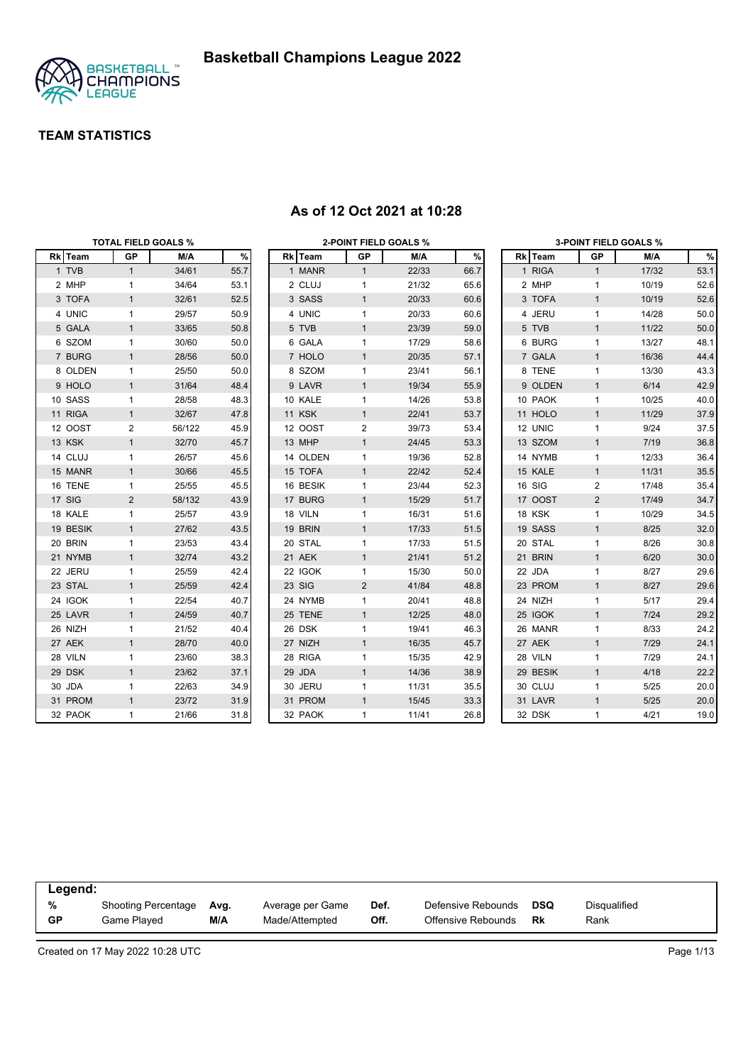# Basketball Champions League 2022

## TEAM STATISTICS

### As of 12 Oct 2021 at 10:28

**TOTAL FIELD GOALS %**

| Rk | Team | GP | M/A | % |
|---|---|---|---|---|
| 1 | TVB | 1 | 34/61 | 55.7 |
| 2 | MHP | 1 | 34/64 | 53.1 |
| 3 | TOFA | 1 | 32/61 | 52.5 |
| 4 | UNIC | 1 | 29/57 | 50.9 |
| 5 | GALA | 1 | 33/65 | 50.8 |
| 6 | SZOM | 1 | 30/60 | 50.0 |
| 7 | BURG | 1 | 28/56 | 50.0 |
| 8 | OLDEN | 1 | 25/50 | 50.0 |
| 9 | HOLO | 1 | 31/64 | 48.4 |
| 10 | SASS | 1 | 28/58 | 48.3 |
| 11 | RIGA | 1 | 32/67 | 47.8 |
| 12 | OOST | 2 | 56/122 | 45.9 |
| 13 | KSK | 1 | 32/70 | 45.7 |
| 14 | CLUJ | 1 | 26/57 | 45.6 |
| 15 | MANR | 1 | 30/66 | 45.5 |
| 16 | TENE | 1 | 25/55 | 45.5 |
| 17 | SIG | 2 | 58/132 | 43.9 |
| 18 | KALE | 1 | 25/57 | 43.9 |
| 19 | BESIK | 1 | 27/62 | 43.5 |
| 20 | BRIN | 1 | 23/53 | 43.4 |
| 21 | NYMB | 1 | 32/74 | 43.2 |
| 22 | JERU | 1 | 25/59 | 42.4 |
| 23 | STAL | 1 | 25/59 | 42.4 |
| 24 | IGOK | 1 | 22/54 | 40.7 |
| 25 | LAVR | 1 | 24/59 | 40.7 |
| 26 | NIZH | 1 | 21/52 | 40.4 |
| 27 | AEK | 1 | 28/70 | 40.0 |
| 28 | VILN | 1 | 23/60 | 38.3 |
| 29 | DSK | 1 | 23/62 | 37.1 |
| 30 | JDA | 1 | 22/63 | 34.9 |
| 31 | PROM | 1 | 23/72 | 31.9 |
| 32 | PAOK | 1 | 21/66 | 31.8 |

**2-POINT FIELD GOALS %**

| Rk | Team | GP | M/A | % |
|---|---|---|---|---|
| 1 | MANR | 1 | 22/33 | 66.7 |
| 2 | CLUJ | 1 | 21/32 | 65.6 |
| 3 | SASS | 1 | 20/33 | 60.6 |
| 4 | UNIC | 1 | 20/33 | 60.6 |
| 5 | TVB | 1 | 23/39 | 59.0 |
| 6 | GALA | 1 | 17/29 | 58.6 |
| 7 | HOLO | 1 | 20/35 | 57.1 |
| 8 | SZOM | 1 | 23/41 | 56.1 |
| 9 | LAVR | 1 | 19/34 | 55.9 |
| 10 | KALE | 1 | 14/26 | 53.8 |
| 11 | KSK | 1 | 22/41 | 53.7 |
| 12 | OOST | 2 | 39/73 | 53.4 |
| 13 | MHP | 1 | 24/45 | 53.3 |
| 14 | OLDEN | 1 | 19/36 | 52.8 |
| 15 | TOFA | 1 | 22/42 | 52.4 |
| 16 | BESIK | 1 | 23/44 | 52.3 |
| 17 | BURG | 1 | 15/29 | 51.7 |
| 18 | VILN | 1 | 16/31 | 51.6 |
| 19 | BRIN | 1 | 17/33 | 51.5 |
| 20 | STAL | 1 | 17/33 | 51.5 |
| 21 | AEK | 1 | 21/41 | 51.2 |
| 22 | IGOK | 1 | 15/30 | 50.0 |
| 23 | SIG | 2 | 41/84 | 48.8 |
| 24 | NYMB | 1 | 20/41 | 48.8 |
| 25 | TENE | 1 | 12/25 | 48.0 |
| 26 | DSK | 1 | 19/41 | 46.3 |
| 27 | NIZH | 1 | 16/35 | 45.7 |
| 28 | RIGA | 1 | 15/35 | 42.9 |
| 29 | JDA | 1 | 14/36 | 38.9 |
| 30 | JERU | 1 | 11/31 | 35.5 |
| 31 | PROM | 1 | 15/45 | 33.3 |
| 32 | PAOK | 1 | 11/41 | 26.8 |

**3-POINT FIELD GOALS %**

| Rk | Team | GP | M/A | % |
|---|---|---|---|---|
| 1 | RIGA | 1 | 17/32 | 53.1 |
| 2 | MHP | 1 | 10/19 | 52.6 |
| 3 | TOFA | 1 | 10/19 | 52.6 |
| 4 | JERU | 1 | 14/28 | 50.0 |
| 5 | TVB | 1 | 11/22 | 50.0 |
| 6 | BURG | 1 | 13/27 | 48.1 |
| 7 | GALA | 1 | 16/36 | 44.4 |
| 8 | TENE | 1 | 13/30 | 43.3 |
| 9 | OLDEN | 1 | 6/14 | 42.9 |
| 10 | PAOK | 1 | 10/25 | 40.0 |
| 11 | HOLO | 1 | 11/29 | 37.9 |
| 12 | UNIC | 1 | 9/24 | 37.5 |
| 13 | SZOM | 1 | 7/19 | 36.8 |
| 14 | NYMB | 1 | 12/33 | 36.4 |
| 15 | KALE | 1 | 11/31 | 35.5 |
| 16 | SIG | 2 | 17/48 | 35.4 |
| 17 | OOST | 2 | 17/49 | 34.7 |
| 18 | KSK | 1 | 10/29 | 34.5 |
| 19 | SASS | 1 | 8/25 | 32.0 |
| 20 | STAL | 1 | 8/26 | 30.8 |
| 21 | BRIN | 1 | 6/20 | 30.0 |
| 22 | JDA | 1 | 8/27 | 29.6 |
| 23 | PROM | 1 | 8/27 | 29.6 |
| 24 | NIZH | 1 | 5/17 | 29.4 |
| 25 | IGOK | 1 | 7/24 | 29.2 |
| 26 | MANR | 1 | 8/33 | 24.2 |
| 27 | AEK | 1 | 7/29 | 24.1 |
| 28 | VILN | 1 | 7/29 | 24.1 |
| 29 | BESIK | 1 | 4/18 | 22.2 |
| 30 | CLUJ | 1 | 5/25 | 20.0 |
| 31 | LAVR | 1 | 5/25 | 20.0 |
| 32 | DSK | 1 | 4/21 | 19.0 |

**Legend:**

| | | | | | | | |
|---|---|---|---|---|---|---|---|
| % | Shooting Percentage | Avg. | Average per Game | Def. | Defensive Rebounds | DSQ | Disqualified |
| GP | Game Played | M/A | Made/Attempted | Off. | Offensive Rebounds | Rk | Rank |

Created on 17 May 2022 10:28 UTC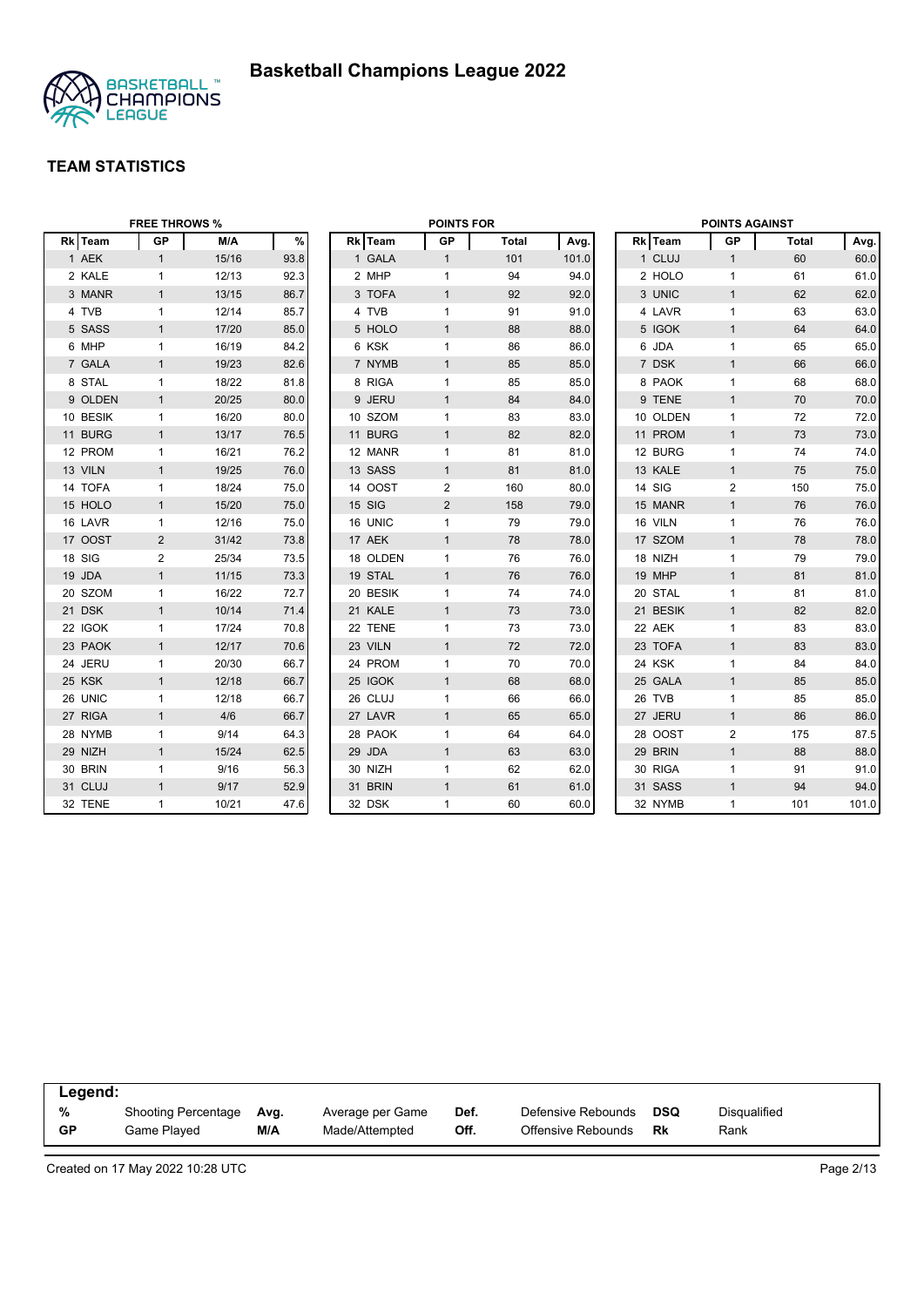# Basketball Champions League 2022

## TEAM STATISTICS

### FREE THROWS %

| Rk | Team | GP | M/A | % |
|---|---|---|---|---|
| 1 | AEK | 1 | 15/16 | 93.8 |
| 2 | KALE | 1 | 12/13 | 92.3 |
| 3 | MANR | 1 | 13/15 | 86.7 |
| 4 | TVB | 1 | 12/14 | 85.7 |
| 5 | SASS | 1 | 17/20 | 85.0 |
| 6 | MHP | 1 | 16/19 | 84.2 |
| 7 | GALA | 1 | 19/23 | 82.6 |
| 8 | STAL | 1 | 18/22 | 81.8 |
| 9 | OLDEN | 1 | 20/25 | 80.0 |
| 10 | BESIK | 1 | 16/20 | 80.0 |
| 11 | BURG | 1 | 13/17 | 76.5 |
| 12 | PROM | 1 | 16/21 | 76.2 |
| 13 | VILN | 1 | 19/25 | 76.0 |
| 14 | TOFA | 1 | 18/24 | 75.0 |
| 15 | HOLO | 1 | 15/20 | 75.0 |
| 16 | LAVR | 1 | 12/16 | 75.0 |
| 17 | OOST | 2 | 31/42 | 73.8 |
| 18 | SIG | 2 | 25/34 | 73.5 |
| 19 | JDA | 1 | 11/15 | 73.3 |
| 20 | SZOM | 1 | 16/22 | 72.7 |
| 21 | DSK | 1 | 10/14 | 71.4 |
| 22 | IGOK | 1 | 17/24 | 70.8 |
| 23 | PAOK | 1 | 12/17 | 70.6 |
| 24 | JERU | 1 | 20/30 | 66.7 |
| 25 | KSK | 1 | 12/18 | 66.7 |
| 26 | UNIC | 1 | 12/18 | 66.7 |
| 27 | RIGA | 1 | 4/6 | 66.7 |
| 28 | NYMB | 1 | 9/14 | 64.3 |
| 29 | NIZH | 1 | 15/24 | 62.5 |
| 30 | BRIN | 1 | 9/16 | 56.3 |
| 31 | CLUJ | 1 | 9/17 | 52.9 |
| 32 | TENE | 1 | 10/21 | 47.6 |

### POINTS FOR

| Rk | Team | GP | Total | Avg. |
|---|---|---|---|---|
| 1 | GALA | 1 | 101 | 101.0 |
| 2 | MHP | 1 | 94 | 94.0 |
| 3 | TOFA | 1 | 92 | 92.0 |
| 4 | TVB | 1 | 91 | 91.0 |
| 5 | HOLO | 1 | 88 | 88.0 |
| 6 | KSK | 1 | 86 | 86.0 |
| 7 | NYMB | 1 | 85 | 85.0 |
| 8 | RIGA | 1 | 85 | 85.0 |
| 9 | JERU | 1 | 84 | 84.0 |
| 10 | SZOM | 1 | 83 | 83.0 |
| 11 | BURG | 1 | 82 | 82.0 |
| 12 | MANR | 1 | 81 | 81.0 |
| 13 | SASS | 1 | 81 | 81.0 |
| 14 | OOST | 2 | 160 | 80.0 |
| 15 | SIG | 2 | 158 | 79.0 |
| 16 | UNIC | 1 | 79 | 79.0 |
| 17 | AEK | 1 | 78 | 78.0 |
| 18 | OLDEN | 1 | 76 | 76.0 |
| 19 | STAL | 1 | 76 | 76.0 |
| 20 | BESIK | 1 | 74 | 74.0 |
| 21 | KALE | 1 | 73 | 73.0 |
| 22 | TENE | 1 | 73 | 73.0 |
| 23 | VILN | 1 | 72 | 72.0 |
| 24 | PROM | 1 | 70 | 70.0 |
| 25 | IGOK | 1 | 68 | 68.0 |
| 26 | CLUJ | 1 | 66 | 66.0 |
| 27 | LAVR | 1 | 65 | 65.0 |
| 28 | PAOK | 1 | 64 | 64.0 |
| 29 | JDA | 1 | 63 | 63.0 |
| 30 | NIZH | 1 | 62 | 62.0 |
| 31 | BRIN | 1 | 61 | 61.0 |
| 32 | DSK | 1 | 60 | 60.0 |

### POINTS AGAINST

| Rk | Team | GP | Total | Avg. |
|---|---|---|---|---|
| 1 | CLUJ | 1 | 60 | 60.0 |
| 2 | HOLO | 1 | 61 | 61.0 |
| 3 | UNIC | 1 | 62 | 62.0 |
| 4 | LAVR | 1 | 63 | 63.0 |
| 5 | IGOK | 1 | 64 | 64.0 |
| 6 | JDA | 1 | 65 | 65.0 |
| 7 | DSK | 1 | 66 | 66.0 |
| 8 | PAOK | 1 | 68 | 68.0 |
| 9 | TENE | 1 | 70 | 70.0 |
| 10 | OLDEN | 1 | 72 | 72.0 |
| 11 | PROM | 1 | 73 | 73.0 |
| 12 | BURG | 1 | 74 | 74.0 |
| 13 | KALE | 1 | 75 | 75.0 |
| 14 | SIG | 2 | 150 | 75.0 |
| 15 | MANR | 1 | 76 | 76.0 |
| 16 | VILN | 1 | 76 | 76.0 |
| 17 | SZOM | 1 | 78 | 78.0 |
| 18 | NIZH | 1 | 79 | 79.0 |
| 19 | MHP | 1 | 81 | 81.0 |
| 20 | STAL | 1 | 81 | 81.0 |
| 21 | BESIK | 1 | 82 | 82.0 |
| 22 | AEK | 1 | 83 | 83.0 |
| 23 | TOFA | 1 | 83 | 83.0 |
| 24 | KSK | 1 | 84 | 84.0 |
| 25 | GALA | 1 | 85 | 85.0 |
| 26 | TVB | 1 | 85 | 85.0 |
| 27 | JERU | 1 | 86 | 86.0 |
| 28 | OOST | 2 | 175 | 87.5 |
| 29 | BRIN | 1 | 88 | 88.0 |
| 30 | RIGA | 1 | 91 | 91.0 |
| 31 | SASS | 1 | 94 | 94.0 |
| 32 | NYMB | 1 | 101 | 101.0 |

**Legend:**

| | | | | | | | |
|---|---|---|---|---|---|---|---|
| **%** | Shooting Percentage | **Avg.** | Average per Game | **Def.** | Defensive Rebounds | **DSQ** | Disqualified |
| **GP** | Game Played | **M/A** | Made/Attempted | **Off.** | Offensive Rebounds | **Rk** | Rank |

Created on 17 May 2022 10:28 UTC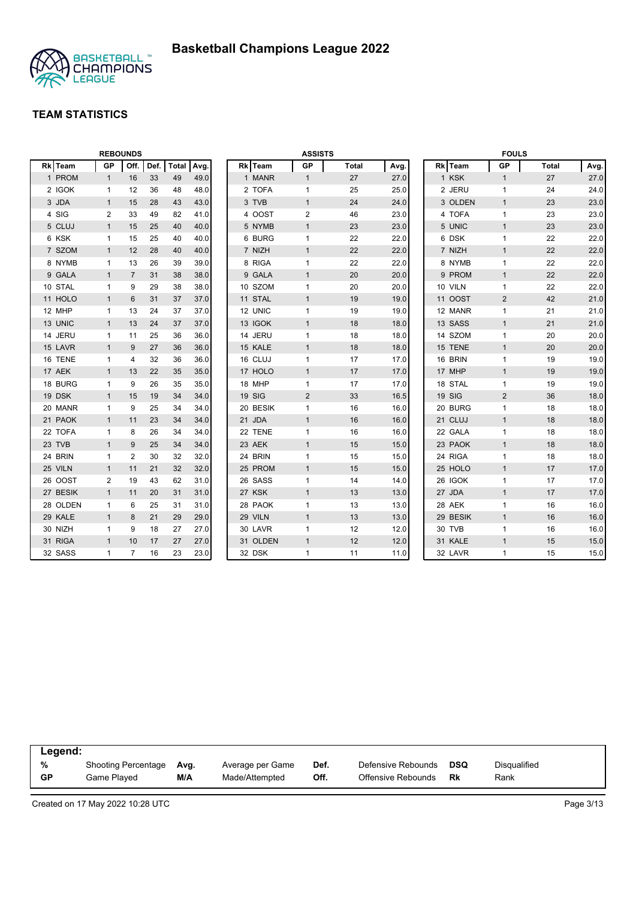# Basketball Champions League 2022

## TEAM STATISTICS

### REBOUNDS

| Rk | Team | GP | Off. | Def. | Total | Avg. |
|---|---|---|---|---|---|---|
| 1 | PROM | 1 | 16 | 33 | 49 | 49.0 |
| 2 | IGOK | 1 | 12 | 36 | 48 | 48.0 |
| 3 | JDA | 1 | 15 | 28 | 43 | 43.0 |
| 4 | SIG | 2 | 33 | 49 | 82 | 41.0 |
| 5 | CLUJ | 1 | 15 | 25 | 40 | 40.0 |
| 6 | KSK | 1 | 15 | 25 | 40 | 40.0 |
| 7 | SZOM | 1 | 12 | 28 | 40 | 40.0 |
| 8 | NYMB | 1 | 13 | 26 | 39 | 39.0 |
| 9 | GALA | 1 | 7 | 31 | 38 | 38.0 |
| 10 | STAL | 1 | 9 | 29 | 38 | 38.0 |
| 11 | HOLO | 1 | 6 | 31 | 37 | 37.0 |
| 12 | MHP | 1 | 13 | 24 | 37 | 37.0 |
| 13 | UNIC | 1 | 13 | 24 | 37 | 37.0 |
| 14 | JERU | 1 | 11 | 25 | 36 | 36.0 |
| 15 | LAVR | 1 | 9 | 27 | 36 | 36.0 |
| 16 | TENE | 1 | 4 | 32 | 36 | 36.0 |
| 17 | AEK | 1 | 13 | 22 | 35 | 35.0 |
| 18 | BURG | 1 | 9 | 26 | 35 | 35.0 |
| 19 | DSK | 1 | 15 | 19 | 34 | 34.0 |
| 20 | MANR | 1 | 9 | 25 | 34 | 34.0 |
| 21 | PAOK | 1 | 11 | 23 | 34 | 34.0 |
| 22 | TOFA | 1 | 8 | 26 | 34 | 34.0 |
| 23 | TVB | 1 | 9 | 25 | 34 | 34.0 |
| 24 | BRIN | 1 | 2 | 30 | 32 | 32.0 |
| 25 | VILN | 1 | 11 | 21 | 32 | 32.0 |
| 26 | OOST | 2 | 19 | 43 | 62 | 31.0 |
| 27 | BESIK | 1 | 11 | 20 | 31 | 31.0 |
| 28 | OLDEN | 1 | 6 | 25 | 31 | 31.0 |
| 29 | KALE | 1 | 8 | 21 | 29 | 29.0 |
| 30 | NIZH | 1 | 9 | 18 | 27 | 27.0 |
| 31 | RIGA | 1 | 10 | 17 | 27 | 27.0 |
| 32 | SASS | 1 | 7 | 16 | 23 | 23.0 |

### ASSISTS

| Rk | Team | GP | Total | Avg. |
|---|---|---|---|---|
| 1 | MANR | 1 | 27 | 27.0 |
| 2 | TOFA | 1 | 25 | 25.0 |
| 3 | TVB | 1 | 24 | 24.0 |
| 4 | OOST | 2 | 46 | 23.0 |
| 5 | NYMB | 1 | 23 | 23.0 |
| 6 | BURG | 1 | 22 | 22.0 |
| 7 | NIZH | 1 | 22 | 22.0 |
| 8 | RIGA | 1 | 22 | 22.0 |
| 9 | GALA | 1 | 20 | 20.0 |
| 10 | SZOM | 1 | 20 | 20.0 |
| 11 | STAL | 1 | 19 | 19.0 |
| 12 | UNIC | 1 | 19 | 19.0 |
| 13 | IGOK | 1 | 18 | 18.0 |
| 14 | JERU | 1 | 18 | 18.0 |
| 15 | KALE | 1 | 18 | 18.0 |
| 16 | CLUJ | 1 | 17 | 17.0 |
| 17 | HOLO | 1 | 17 | 17.0 |
| 18 | MHP | 1 | 17 | 17.0 |
| 19 | SIG | 2 | 33 | 16.5 |
| 20 | BESIK | 1 | 16 | 16.0 |
| 21 | JDA | 1 | 16 | 16.0 |
| 22 | TENE | 1 | 16 | 16.0 |
| 23 | AEK | 1 | 15 | 15.0 |
| 24 | BRIN | 1 | 15 | 15.0 |
| 25 | PROM | 1 | 15 | 15.0 |
| 26 | SASS | 1 | 14 | 14.0 |
| 27 | KSK | 1 | 13 | 13.0 |
| 28 | PAOK | 1 | 13 | 13.0 |
| 29 | VILN | 1 | 13 | 13.0 |
| 30 | LAVR | 1 | 12 | 12.0 |
| 31 | OLDEN | 1 | 12 | 12.0 |
| 32 | DSK | 1 | 11 | 11.0 |

### FOULS

| Rk | Team | GP | Total | Avg. |
|---|---|---|---|---|
| 1 | KSK | 1 | 27 | 27.0 |
| 2 | JERU | 1 | 24 | 24.0 |
| 3 | OLDEN | 1 | 23 | 23.0 |
| 4 | TOFA | 1 | 23 | 23.0 |
| 5 | UNIC | 1 | 23 | 23.0 |
| 6 | DSK | 1 | 22 | 22.0 |
| 7 | NIZH | 1 | 22 | 22.0 |
| 8 | NYMB | 1 | 22 | 22.0 |
| 9 | PROM | 1 | 22 | 22.0 |
| 10 | VILN | 1 | 22 | 22.0 |
| 11 | OOST | 2 | 42 | 21.0 |
| 12 | MANR | 1 | 21 | 21.0 |
| 13 | SASS | 1 | 21 | 21.0 |
| 14 | SZOM | 1 | 20 | 20.0 |
| 15 | TENE | 1 | 20 | 20.0 |
| 16 | BRIN | 1 | 19 | 19.0 |
| 17 | MHP | 1 | 19 | 19.0 |
| 18 | STAL | 1 | 19 | 19.0 |
| 19 | SIG | 2 | 36 | 18.0 |
| 20 | BURG | 1 | 18 | 18.0 |
| 21 | CLUJ | 1 | 18 | 18.0 |
| 22 | GALA | 1 | 18 | 18.0 |
| 23 | PAOK | 1 | 18 | 18.0 |
| 24 | RIGA | 1 | 18 | 18.0 |
| 25 | HOLO | 1 | 17 | 17.0 |
| 26 | IGOK | 1 | 17 | 17.0 |
| 27 | JDA | 1 | 17 | 17.0 |
| 28 | AEK | 1 | 16 | 16.0 |
| 29 | BESIK | 1 | 16 | 16.0 |
| 30 | TVB | 1 | 16 | 16.0 |
| 31 | KALE | 1 | 15 | 15.0 |
| 32 | LAVR | 1 | 15 | 15.0 |

**Legend:**

| | | | | | | | |
|---|---|---|---|---|---|---|---|
| **%** | Shooting Percentage | **Avg.** | Average per Game | **Def.** | Defensive Rebounds | **DSQ** | Disqualified |
| **GP** | Game Played | **M/A** | Made/Attempted | **Off.** | Offensive Rebounds | **Rk** | Rank |

Created on 17 May 2022 10:28 UTC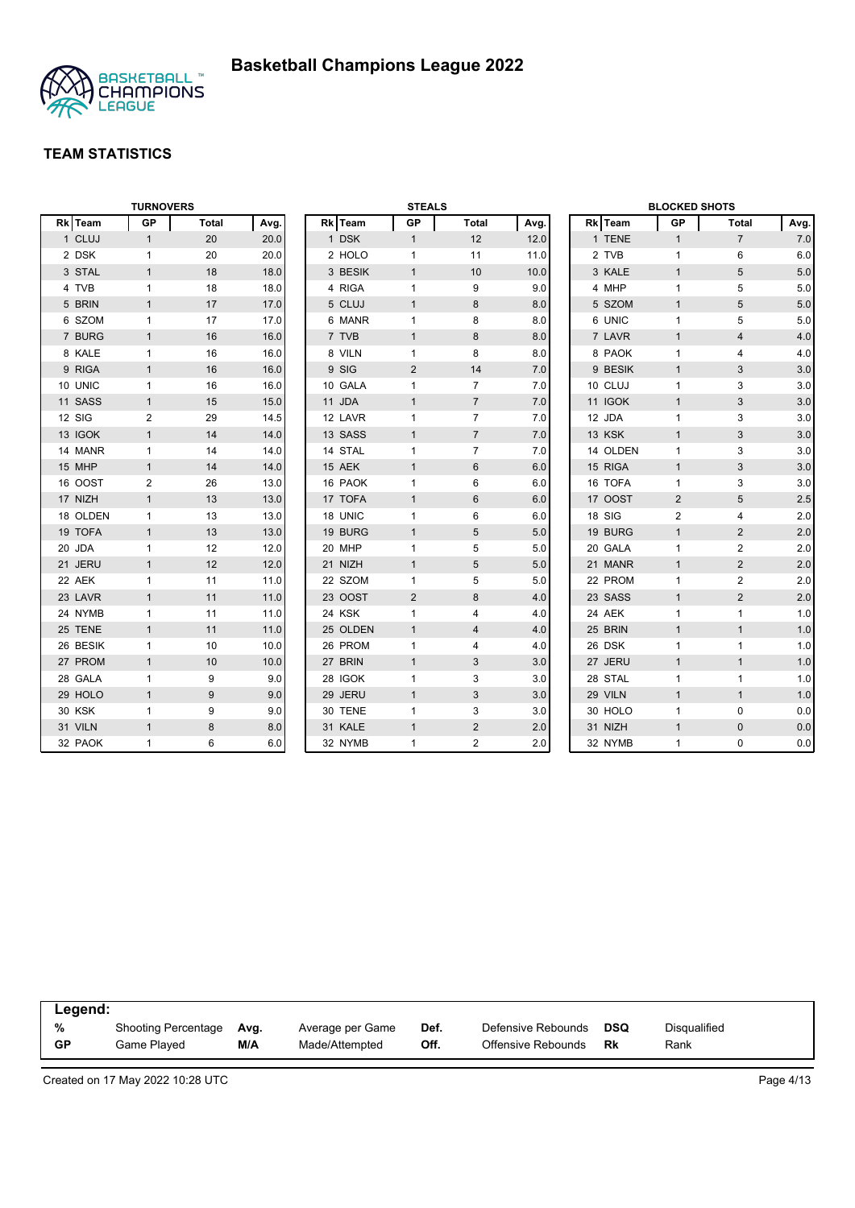# Basketball Champions League 2022

## TEAM STATISTICS

### TURNOVERS

| Rk | Team | GP | Total | Avg. |
|---|---|---|---|---|
| 1 | CLUJ | 1 | 20 | 20.0 |
| 2 | DSK | 1 | 20 | 20.0 |
| 3 | STAL | 1 | 18 | 18.0 |
| 4 | TVB | 1 | 18 | 18.0 |
| 5 | BRIN | 1 | 17 | 17.0 |
| 6 | SZOM | 1 | 17 | 17.0 |
| 7 | BURG | 1 | 16 | 16.0 |
| 8 | KALE | 1 | 16 | 16.0 |
| 9 | RIGA | 1 | 16 | 16.0 |
| 10 | UNIC | 1 | 16 | 16.0 |
| 11 | SASS | 1 | 15 | 15.0 |
| 12 | SIG | 2 | 29 | 14.5 |
| 13 | IGOK | 1 | 14 | 14.0 |
| 14 | MANR | 1 | 14 | 14.0 |
| 15 | MHP | 1 | 14 | 14.0 |
| 16 | OOST | 2 | 26 | 13.0 |
| 17 | NIZH | 1 | 13 | 13.0 |
| 18 | OLDEN | 1 | 13 | 13.0 |
| 19 | TOFA | 1 | 13 | 13.0 |
| 20 | JDA | 1 | 12 | 12.0 |
| 21 | JERU | 1 | 12 | 12.0 |
| 22 | AEK | 1 | 11 | 11.0 |
| 23 | LAVR | 1 | 11 | 11.0 |
| 24 | NYMB | 1 | 11 | 11.0 |
| 25 | TENE | 1 | 11 | 11.0 |
| 26 | BESIK | 1 | 10 | 10.0 |
| 27 | PROM | 1 | 10 | 10.0 |
| 28 | GALA | 1 | 9 | 9.0 |
| 29 | HOLO | 1 | 9 | 9.0 |
| 30 | KSK | 1 | 9 | 9.0 |
| 31 | VILN | 1 | 8 | 8.0 |
| 32 | PAOK | 1 | 6 | 6.0 |

### STEALS

| Rk | Team | GP | Total | Avg. |
|---|---|---|---|---|
| 1 | DSK | 1 | 12 | 12.0 |
| 2 | HOLO | 1 | 11 | 11.0 |
| 3 | BESIK | 1 | 10 | 10.0 |
| 4 | RIGA | 1 | 9 | 9.0 |
| 5 | CLUJ | 1 | 8 | 8.0 |
| 6 | MANR | 1 | 8 | 8.0 |
| 7 | TVB | 1 | 8 | 8.0 |
| 8 | VILN | 1 | 8 | 8.0 |
| 9 | SIG | 2 | 14 | 7.0 |
| 10 | GALA | 1 | 7 | 7.0 |
| 11 | JDA | 1 | 7 | 7.0 |
| 12 | LAVR | 1 | 7 | 7.0 |
| 13 | SASS | 1 | 7 | 7.0 |
| 14 | STAL | 1 | 7 | 7.0 |
| 15 | AEK | 1 | 6 | 6.0 |
| 16 | PAOK | 1 | 6 | 6.0 |
| 17 | TOFA | 1 | 6 | 6.0 |
| 18 | UNIC | 1 | 6 | 6.0 |
| 19 | BURG | 1 | 5 | 5.0 |
| 20 | MHP | 1 | 5 | 5.0 |
| 21 | NIZH | 1 | 5 | 5.0 |
| 22 | SZOM | 1 | 5 | 5.0 |
| 23 | OOST | 2 | 8 | 4.0 |
| 24 | KSK | 1 | 4 | 4.0 |
| 25 | OLDEN | 1 | 4 | 4.0 |
| 26 | PROM | 1 | 4 | 4.0 |
| 27 | BRIN | 1 | 3 | 3.0 |
| 28 | IGOK | 1 | 3 | 3.0 |
| 29 | JERU | 1 | 3 | 3.0 |
| 30 | TENE | 1 | 3 | 3.0 |
| 31 | KALE | 1 | 2 | 2.0 |
| 32 | NYMB | 1 | 2 | 2.0 |

### BLOCKED SHOTS

| Rk | Team | GP | Total | Avg. |
|---|---|---|---|---|
| 1 | TENE | 1 | 7 | 7.0 |
| 2 | TVB | 1 | 6 | 6.0 |
| 3 | KALE | 1 | 5 | 5.0 |
| 4 | MHP | 1 | 5 | 5.0 |
| 5 | SZOM | 1 | 5 | 5.0 |
| 6 | UNIC | 1 | 5 | 5.0 |
| 7 | LAVR | 1 | 4 | 4.0 |
| 8 | PAOK | 1 | 4 | 4.0 |
| 9 | BESIK | 1 | 3 | 3.0 |
| 10 | CLUJ | 1 | 3 | 3.0 |
| 11 | IGOK | 1 | 3 | 3.0 |
| 12 | JDA | 1 | 3 | 3.0 |
| 13 | KSK | 1 | 3 | 3.0 |
| 14 | OLDEN | 1 | 3 | 3.0 |
| 15 | RIGA | 1 | 3 | 3.0 |
| 16 | TOFA | 1 | 3 | 3.0 |
| 17 | OOST | 2 | 5 | 2.5 |
| 18 | SIG | 2 | 4 | 2.0 |
| 19 | BURG | 1 | 2 | 2.0 |
| 20 | GALA | 1 | 2 | 2.0 |
| 21 | MANR | 1 | 2 | 2.0 |
| 22 | PROM | 1 | 2 | 2.0 |
| 23 | SASS | 1 | 2 | 2.0 |
| 24 | AEK | 1 | 1 | 1.0 |
| 25 | BRIN | 1 | 1 | 1.0 |
| 26 | DSK | 1 | 1 | 1.0 |
| 27 | JERU | 1 | 1 | 1.0 |
| 28 | STAL | 1 | 1 | 1.0 |
| 29 | VILN | 1 | 1 | 1.0 |
| 30 | HOLO | 1 | 0 | 0.0 |
| 31 | NIZH | 1 | 0 | 0.0 |
| 32 | NYMB | 1 | 0 | 0.0 |

**Legend:**

| | | | | | | | |
|---|---|---|---|---|---|---|---|
| **%** | Shooting Percentage | **Avg.** | Average per Game | **Def.** | Defensive Rebounds | **DSQ** | Disqualified |
| **GP** | Game Played | **M/A** | Made/Attempted | **Off.** | Offensive Rebounds | **Rk** | Rank |

Created on 17 May 2022 10:28 UTC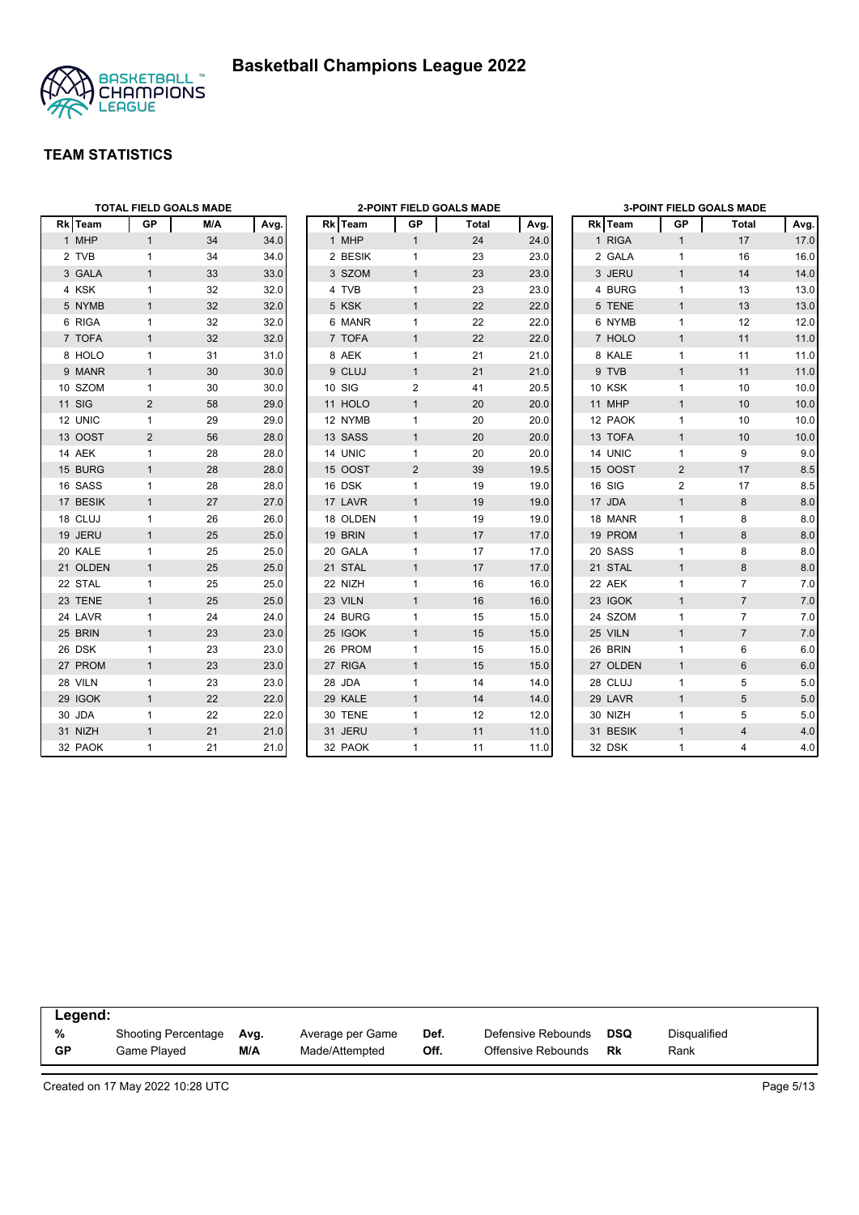# Basketball Champions League 2022

## TEAM STATISTICS

### TOTAL FIELD GOALS MADE

| Rk | Team | GP | M/A | Avg. |
|---|---|---|---|---|
| 1 | MHP | 1 | 34 | 34.0 |
| 2 | TVB | 1 | 34 | 34.0 |
| 3 | GALA | 1 | 33 | 33.0 |
| 4 | KSK | 1 | 32 | 32.0 |
| 5 | NYMB | 1 | 32 | 32.0 |
| 6 | RIGA | 1 | 32 | 32.0 |
| 7 | TOFA | 1 | 32 | 32.0 |
| 8 | HOLO | 1 | 31 | 31.0 |
| 9 | MANR | 1 | 30 | 30.0 |
| 10 | SZOM | 1 | 30 | 30.0 |
| 11 | SIG | 2 | 58 | 29.0 |
| 12 | UNIC | 1 | 29 | 29.0 |
| 13 | OOST | 2 | 56 | 28.0 |
| 14 | AEK | 1 | 28 | 28.0 |
| 15 | BURG | 1 | 28 | 28.0 |
| 16 | SASS | 1 | 28 | 28.0 |
| 17 | BESIK | 1 | 27 | 27.0 |
| 18 | CLUJ | 1 | 26 | 26.0 |
| 19 | JERU | 1 | 25 | 25.0 |
| 20 | KALE | 1 | 25 | 25.0 |
| 21 | OLDEN | 1 | 25 | 25.0 |
| 22 | STAL | 1 | 25 | 25.0 |
| 23 | TENE | 1 | 25 | 25.0 |
| 24 | LAVR | 1 | 24 | 24.0 |
| 25 | BRIN | 1 | 23 | 23.0 |
| 26 | DSK | 1 | 23 | 23.0 |
| 27 | PROM | 1 | 23 | 23.0 |
| 28 | VILN | 1 | 23 | 23.0 |
| 29 | IGOK | 1 | 22 | 22.0 |
| 30 | JDA | 1 | 22 | 22.0 |
| 31 | NIZH | 1 | 21 | 21.0 |
| 32 | PAOK | 1 | 21 | 21.0 |

### 2-POINT FIELD GOALS MADE

| Rk | Team | GP | Total | Avg. |
|---|---|---|---|---|
| 1 | MHP | 1 | 24 | 24.0 |
| 2 | BESIK | 1 | 23 | 23.0 |
| 3 | SZOM | 1 | 23 | 23.0 |
| 4 | TVB | 1 | 23 | 23.0 |
| 5 | KSK | 1 | 22 | 22.0 |
| 6 | MANR | 1 | 22 | 22.0 |
| 7 | TOFA | 1 | 22 | 22.0 |
| 8 | AEK | 1 | 21 | 21.0 |
| 9 | CLUJ | 1 | 21 | 21.0 |
| 10 | SIG | 2 | 41 | 20.5 |
| 11 | HOLO | 1 | 20 | 20.0 |
| 12 | NYMB | 1 | 20 | 20.0 |
| 13 | SASS | 1 | 20 | 20.0 |
| 14 | UNIC | 1 | 20 | 20.0 |
| 15 | OOST | 2 | 39 | 19.5 |
| 16 | DSK | 1 | 19 | 19.0 |
| 17 | LAVR | 1 | 19 | 19.0 |
| 18 | OLDEN | 1 | 19 | 19.0 |
| 19 | BRIN | 1 | 17 | 17.0 |
| 20 | GALA | 1 | 17 | 17.0 |
| 21 | STAL | 1 | 17 | 17.0 |
| 22 | NIZH | 1 | 16 | 16.0 |
| 23 | VILN | 1 | 16 | 16.0 |
| 24 | BURG | 1 | 15 | 15.0 |
| 25 | IGOK | 1 | 15 | 15.0 |
| 26 | PROM | 1 | 15 | 15.0 |
| 27 | RIGA | 1 | 15 | 15.0 |
| 28 | JDA | 1 | 14 | 14.0 |
| 29 | KALE | 1 | 14 | 14.0 |
| 30 | TENE | 1 | 12 | 12.0 |
| 31 | JERU | 1 | 11 | 11.0 |
| 32 | PAOK | 1 | 11 | 11.0 |

### 3-POINT FIELD GOALS MADE

| Rk | Team | GP | Total | Avg. |
|---|---|---|---|---|
| 1 | RIGA | 1 | 17 | 17.0 |
| 2 | GALA | 1 | 16 | 16.0 |
| 3 | JERU | 1 | 14 | 14.0 |
| 4 | BURG | 1 | 13 | 13.0 |
| 5 | TENE | 1 | 13 | 13.0 |
| 6 | NYMB | 1 | 12 | 12.0 |
| 7 | HOLO | 1 | 11 | 11.0 |
| 8 | KALE | 1 | 11 | 11.0 |
| 9 | TVB | 1 | 11 | 11.0 |
| 10 | KSK | 1 | 10 | 10.0 |
| 11 | MHP | 1 | 10 | 10.0 |
| 12 | PAOK | 1 | 10 | 10.0 |
| 13 | TOFA | 1 | 10 | 10.0 |
| 14 | UNIC | 1 | 9 | 9.0 |
| 15 | OOST | 2 | 17 | 8.5 |
| 16 | SIG | 2 | 17 | 8.5 |
| 17 | JDA | 1 | 8 | 8.0 |
| 18 | MANR | 1 | 8 | 8.0 |
| 19 | PROM | 1 | 8 | 8.0 |
| 20 | SASS | 1 | 8 | 8.0 |
| 21 | STAL | 1 | 8 | 8.0 |
| 22 | AEK | 1 | 7 | 7.0 |
| 23 | IGOK | 1 | 7 | 7.0 |
| 24 | SZOM | 1 | 7 | 7.0 |
| 25 | VILN | 1 | 7 | 7.0 |
| 26 | BRIN | 1 | 6 | 6.0 |
| 27 | OLDEN | 1 | 6 | 6.0 |
| 28 | CLUJ | 1 | 5 | 5.0 |
| 29 | LAVR | 1 | 5 | 5.0 |
| 30 | NIZH | 1 | 5 | 5.0 |
| 31 | BESIK | 1 | 4 | 4.0 |
| 32 | DSK | 1 | 4 | 4.0 |

**Legend:**

| | | | | | | | |
|---|---|---|---|---|---|---|---|
| **%** | Shooting Percentage | **Avg.** | Average per Game | **Def.** | Defensive Rebounds | **DSQ** | Disqualified |
| **GP** | Game Played | **M/A** | Made/Attempted | **Off.** | Offensive Rebounds | **Rk** | Rank |

Created on 17 May 2022 10:28 UTC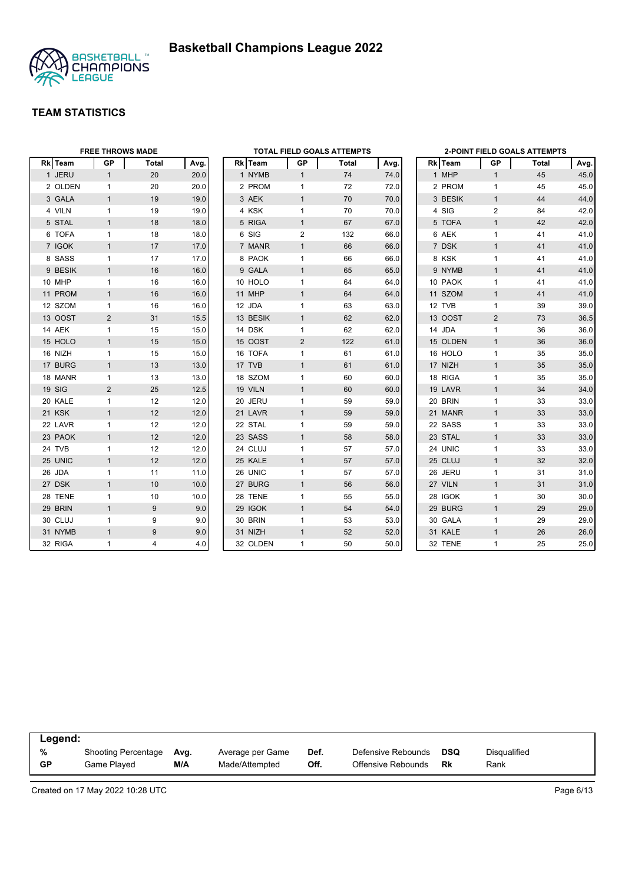# Basketball Champions League 2022

## TEAM STATISTICS

### FREE THROWS MADE

| Rk | Team | GP | Total | Avg. |
|---|---|---|---|---|
| 1 | JERU | 1 | 20 | 20.0 |
| 2 | OLDEN | 1 | 20 | 20.0 |
| 3 | GALA | 1 | 19 | 19.0 |
| 4 | VILN | 1 | 19 | 19.0 |
| 5 | STAL | 1 | 18 | 18.0 |
| 6 | TOFA | 1 | 18 | 18.0 |
| 7 | IGOK | 1 | 17 | 17.0 |
| 8 | SASS | 1 | 17 | 17.0 |
| 9 | BESIK | 1 | 16 | 16.0 |
| 10 | MHP | 1 | 16 | 16.0 |
| 11 | PROM | 1 | 16 | 16.0 |
| 12 | SZOM | 1 | 16 | 16.0 |
| 13 | OOST | 2 | 31 | 15.5 |
| 14 | AEK | 1 | 15 | 15.0 |
| 15 | HOLO | 1 | 15 | 15.0 |
| 16 | NIZH | 1 | 15 | 15.0 |
| 17 | BURG | 1 | 13 | 13.0 |
| 18 | MANR | 1 | 13 | 13.0 |
| 19 | SIG | 2 | 25 | 12.5 |
| 20 | KALE | 1 | 12 | 12.0 |
| 21 | KSK | 1 | 12 | 12.0 |
| 22 | LAVR | 1 | 12 | 12.0 |
| 23 | PAOK | 1 | 12 | 12.0 |
| 24 | TVB | 1 | 12 | 12.0 |
| 25 | UNIC | 1 | 12 | 12.0 |
| 26 | JDA | 1 | 11 | 11.0 |
| 27 | DSK | 1 | 10 | 10.0 |
| 28 | TENE | 1 | 10 | 10.0 |
| 29 | BRIN | 1 | 9 | 9.0 |
| 30 | CLUJ | 1 | 9 | 9.0 |
| 31 | NYMB | 1 | 9 | 9.0 |
| 32 | RIGA | 1 | 4 | 4.0 |

### TOTAL FIELD GOALS ATTEMPTS

| Rk | Team | GP | Total | Avg. |
|---|---|---|---|---|
| 1 | NYMB | 1 | 74 | 74.0 |
| 2 | PROM | 1 | 72 | 72.0 |
| 3 | AEK | 1 | 70 | 70.0 |
| 4 | KSK | 1 | 70 | 70.0 |
| 5 | RIGA | 1 | 67 | 67.0 |
| 6 | SIG | 2 | 132 | 66.0 |
| 7 | MANR | 1 | 66 | 66.0 |
| 8 | PAOK | 1 | 66 | 66.0 |
| 9 | GALA | 1 | 65 | 65.0 |
| 10 | HOLO | 1 | 64 | 64.0 |
| 11 | MHP | 1 | 64 | 64.0 |
| 12 | JDA | 1 | 63 | 63.0 |
| 13 | BESIK | 1 | 62 | 62.0 |
| 14 | DSK | 1 | 62 | 62.0 |
| 15 | OOST | 2 | 122 | 61.0 |
| 16 | TOFA | 1 | 61 | 61.0 |
| 17 | TVB | 1 | 61 | 61.0 |
| 18 | SZOM | 1 | 60 | 60.0 |
| 19 | VILN | 1 | 60 | 60.0 |
| 20 | JERU | 1 | 59 | 59.0 |
| 21 | LAVR | 1 | 59 | 59.0 |
| 22 | STAL | 1 | 59 | 59.0 |
| 23 | SASS | 1 | 58 | 58.0 |
| 24 | CLUJ | 1 | 57 | 57.0 |
| 25 | KALE | 1 | 57 | 57.0 |
| 26 | UNIC | 1 | 57 | 57.0 |
| 27 | BURG | 1 | 56 | 56.0 |
| 28 | TENE | 1 | 55 | 55.0 |
| 29 | IGOK | 1 | 54 | 54.0 |
| 30 | BRIN | 1 | 53 | 53.0 |
| 31 | NIZH | 1 | 52 | 52.0 |
| 32 | OLDEN | 1 | 50 | 50.0 |

### 2-POINT FIELD GOALS ATTEMPTS

| Rk | Team | GP | Total | Avg. |
|---|---|---|---|---|
| 1 | MHP | 1 | 45 | 45.0 |
| 2 | PROM | 1 | 45 | 45.0 |
| 3 | BESIK | 1 | 44 | 44.0 |
| 4 | SIG | 2 | 84 | 42.0 |
| 5 | TOFA | 1 | 42 | 42.0 |
| 6 | AEK | 1 | 41 | 41.0 |
| 7 | DSK | 1 | 41 | 41.0 |
| 8 | KSK | 1 | 41 | 41.0 |
| 9 | NYMB | 1 | 41 | 41.0 |
| 10 | PAOK | 1 | 41 | 41.0 |
| 11 | SZOM | 1 | 41 | 41.0 |
| 12 | TVB | 1 | 39 | 39.0 |
| 13 | OOST | 2 | 73 | 36.5 |
| 14 | JDA | 1 | 36 | 36.0 |
| 15 | OLDEN | 1 | 36 | 36.0 |
| 16 | HOLO | 1 | 35 | 35.0 |
| 17 | NIZH | 1 | 35 | 35.0 |
| 18 | RIGA | 1 | 35 | 35.0 |
| 19 | LAVR | 1 | 34 | 34.0 |
| 20 | BRIN | 1 | 33 | 33.0 |
| 21 | MANR | 1 | 33 | 33.0 |
| 22 | SASS | 1 | 33 | 33.0 |
| 23 | STAL | 1 | 33 | 33.0 |
| 24 | UNIC | 1 | 33 | 33.0 |
| 25 | CLUJ | 1 | 32 | 32.0 |
| 26 | JERU | 1 | 31 | 31.0 |
| 27 | VILN | 1 | 31 | 31.0 |
| 28 | IGOK | 1 | 30 | 30.0 |
| 29 | BURG | 1 | 29 | 29.0 |
| 30 | GALA | 1 | 29 | 29.0 |
| 31 | KALE | 1 | 26 | 26.0 |
| 32 | TENE | 1 | 25 | 25.0 |

**Legend:**

| | | | | | | | |
|---|---|---|---|---|---|---|---|
| **%** | Shooting Percentage | **Avg.** | Average per Game | **Def.** | Defensive Rebounds | **DSQ** | Disqualified |
| **GP** | Game Played | **M/A** | Made/Attempted | **Off.** | Offensive Rebounds | **Rk** | Rank |

Created on 17 May 2022 10:28 UTC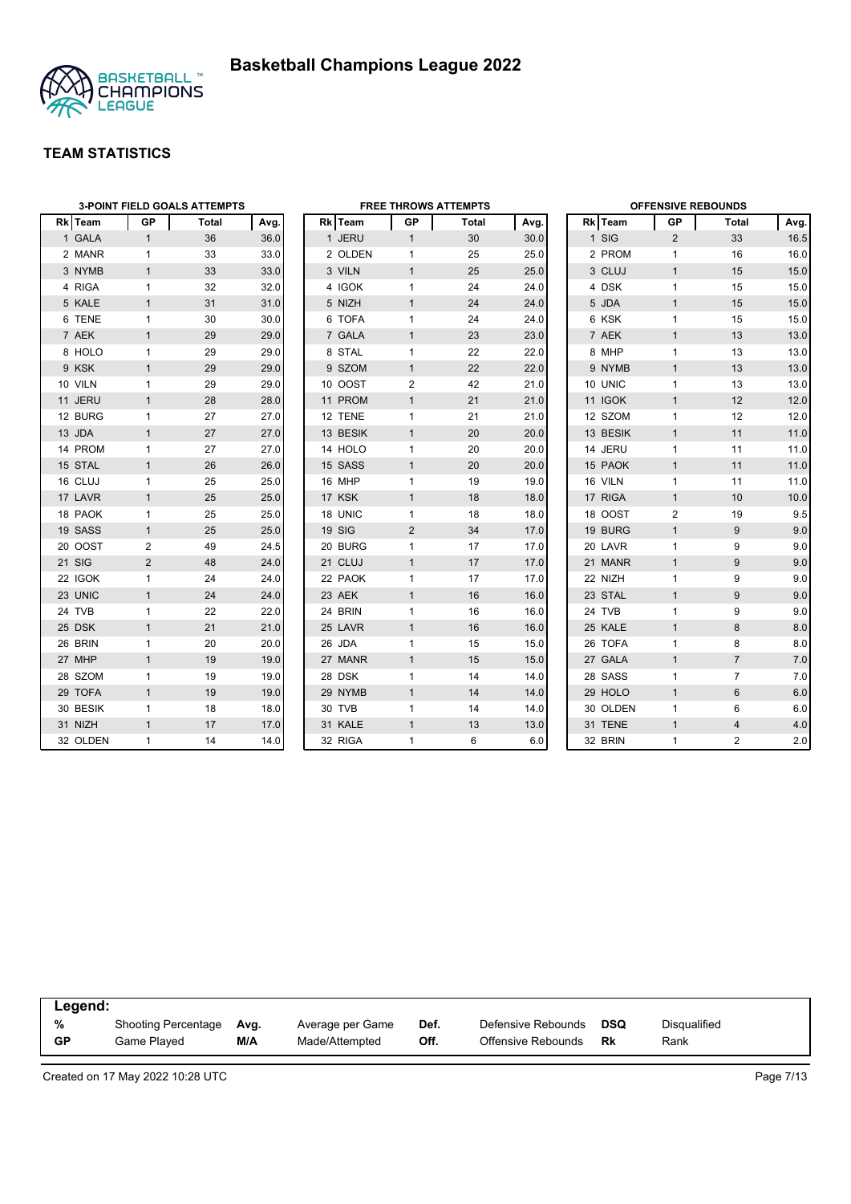# Basketball Champions League 2022

## TEAM STATISTICS

### 3-POINT FIELD GOALS ATTEMPTS

| Rk | Team | GP | Total | Avg. |
|---|---|---|---|---|
| 1 | GALA | 1 | 36 | 36.0 |
| 2 | MANR | 1 | 33 | 33.0 |
| 3 | NYMB | 1 | 33 | 33.0 |
| 4 | RIGA | 1 | 32 | 32.0 |
| 5 | KALE | 1 | 31 | 31.0 |
| 6 | TENE | 1 | 30 | 30.0 |
| 7 | AEK | 1 | 29 | 29.0 |
| 8 | HOLO | 1 | 29 | 29.0 |
| 9 | KSK | 1 | 29 | 29.0 |
| 10 | VILN | 1 | 29 | 29.0 |
| 11 | JERU | 1 | 28 | 28.0 |
| 12 | BURG | 1 | 27 | 27.0 |
| 13 | JDA | 1 | 27 | 27.0 |
| 14 | PROM | 1 | 27 | 27.0 |
| 15 | STAL | 1 | 26 | 26.0 |
| 16 | CLUJ | 1 | 25 | 25.0 |
| 17 | LAVR | 1 | 25 | 25.0 |
| 18 | PAOK | 1 | 25 | 25.0 |
| 19 | SASS | 1 | 25 | 25.0 |
| 20 | OOST | 2 | 49 | 24.5 |
| 21 | SIG | 2 | 48 | 24.0 |
| 22 | IGOK | 1 | 24 | 24.0 |
| 23 | UNIC | 1 | 24 | 24.0 |
| 24 | TVB | 1 | 22 | 22.0 |
| 25 | DSK | 1 | 21 | 21.0 |
| 26 | BRIN | 1 | 20 | 20.0 |
| 27 | MHP | 1 | 19 | 19.0 |
| 28 | SZOM | 1 | 19 | 19.0 |
| 29 | TOFA | 1 | 19 | 19.0 |
| 30 | BESIK | 1 | 18 | 18.0 |
| 31 | NIZH | 1 | 17 | 17.0 |
| 32 | OLDEN | 1 | 14 | 14.0 |

### FREE THROWS ATTEMPTS

| Rk | Team | GP | Total | Avg. |
|---|---|---|---|---|
| 1 | JERU | 1 | 30 | 30.0 |
| 2 | OLDEN | 1 | 25 | 25.0 |
| 3 | VILN | 1 | 25 | 25.0 |
| 4 | IGOK | 1 | 24 | 24.0 |
| 5 | NIZH | 1 | 24 | 24.0 |
| 6 | TOFA | 1 | 24 | 24.0 |
| 7 | GALA | 1 | 23 | 23.0 |
| 8 | STAL | 1 | 22 | 22.0 |
| 9 | SZOM | 1 | 22 | 22.0 |
| 10 | OOST | 2 | 42 | 21.0 |
| 11 | PROM | 1 | 21 | 21.0 |
| 12 | TENE | 1 | 21 | 21.0 |
| 13 | BESIK | 1 | 20 | 20.0 |
| 14 | HOLO | 1 | 20 | 20.0 |
| 15 | SASS | 1 | 20 | 20.0 |
| 16 | MHP | 1 | 19 | 19.0 |
| 17 | KSK | 1 | 18 | 18.0 |
| 18 | UNIC | 1 | 18 | 18.0 |
| 19 | SIG | 2 | 34 | 17.0 |
| 20 | BURG | 1 | 17 | 17.0 |
| 21 | CLUJ | 1 | 17 | 17.0 |
| 22 | PAOK | 1 | 17 | 17.0 |
| 23 | AEK | 1 | 16 | 16.0 |
| 24 | BRIN | 1 | 16 | 16.0 |
| 25 | LAVR | 1 | 16 | 16.0 |
| 26 | JDA | 1 | 15 | 15.0 |
| 27 | MANR | 1 | 15 | 15.0 |
| 28 | DSK | 1 | 14 | 14.0 |
| 29 | NYMB | 1 | 14 | 14.0 |
| 30 | TVB | 1 | 14 | 14.0 |
| 31 | KALE | 1 | 13 | 13.0 |
| 32 | RIGA | 1 | 6 | 6.0 |

### OFFENSIVE REBOUNDS

| Rk | Team | GP | Total | Avg. |
|---|---|---|---|---|
| 1 | SIG | 2 | 33 | 16.5 |
| 2 | PROM | 1 | 16 | 16.0 |
| 3 | CLUJ | 1 | 15 | 15.0 |
| 4 | DSK | 1 | 15 | 15.0 |
| 5 | JDA | 1 | 15 | 15.0 |
| 6 | KSK | 1 | 15 | 15.0 |
| 7 | AEK | 1 | 13 | 13.0 |
| 8 | MHP | 1 | 13 | 13.0 |
| 9 | NYMB | 1 | 13 | 13.0 |
| 10 | UNIC | 1 | 13 | 13.0 |
| 11 | IGOK | 1 | 12 | 12.0 |
| 12 | SZOM | 1 | 12 | 12.0 |
| 13 | BESIK | 1 | 11 | 11.0 |
| 14 | JERU | 1 | 11 | 11.0 |
| 15 | PAOK | 1 | 11 | 11.0 |
| 16 | VILN | 1 | 11 | 11.0 |
| 17 | RIGA | 1 | 10 | 10.0 |
| 18 | OOST | 2 | 19 | 9.5 |
| 19 | BURG | 1 | 9 | 9.0 |
| 20 | LAVR | 1 | 9 | 9.0 |
| 21 | MANR | 1 | 9 | 9.0 |
| 22 | NIZH | 1 | 9 | 9.0 |
| 23 | STAL | 1 | 9 | 9.0 |
| 24 | TVB | 1 | 9 | 9.0 |
| 25 | KALE | 1 | 8 | 8.0 |
| 26 | TOFA | 1 | 8 | 8.0 |
| 27 | GALA | 1 | 7 | 7.0 |
| 28 | SASS | 1 | 7 | 7.0 |
| 29 | HOLO | 1 | 6 | 6.0 |
| 30 | OLDEN | 1 | 6 | 6.0 |
| 31 | TENE | 1 | 4 | 4.0 |
| 32 | BRIN | 1 | 2 | 2.0 |

**Legend:**

| | | | | | | | |
|---|---|---|---|---|---|---|---|
| **%** | Shooting Percentage | **Avg.** | Average per Game | **Def.** | Defensive Rebounds | **DSQ** | Disqualified |
| **GP** | Game Played | **M/A** | Made/Attempted | **Off.** | Offensive Rebounds | **Rk** | Rank |

Created on 17 May 2022 10:28 UTC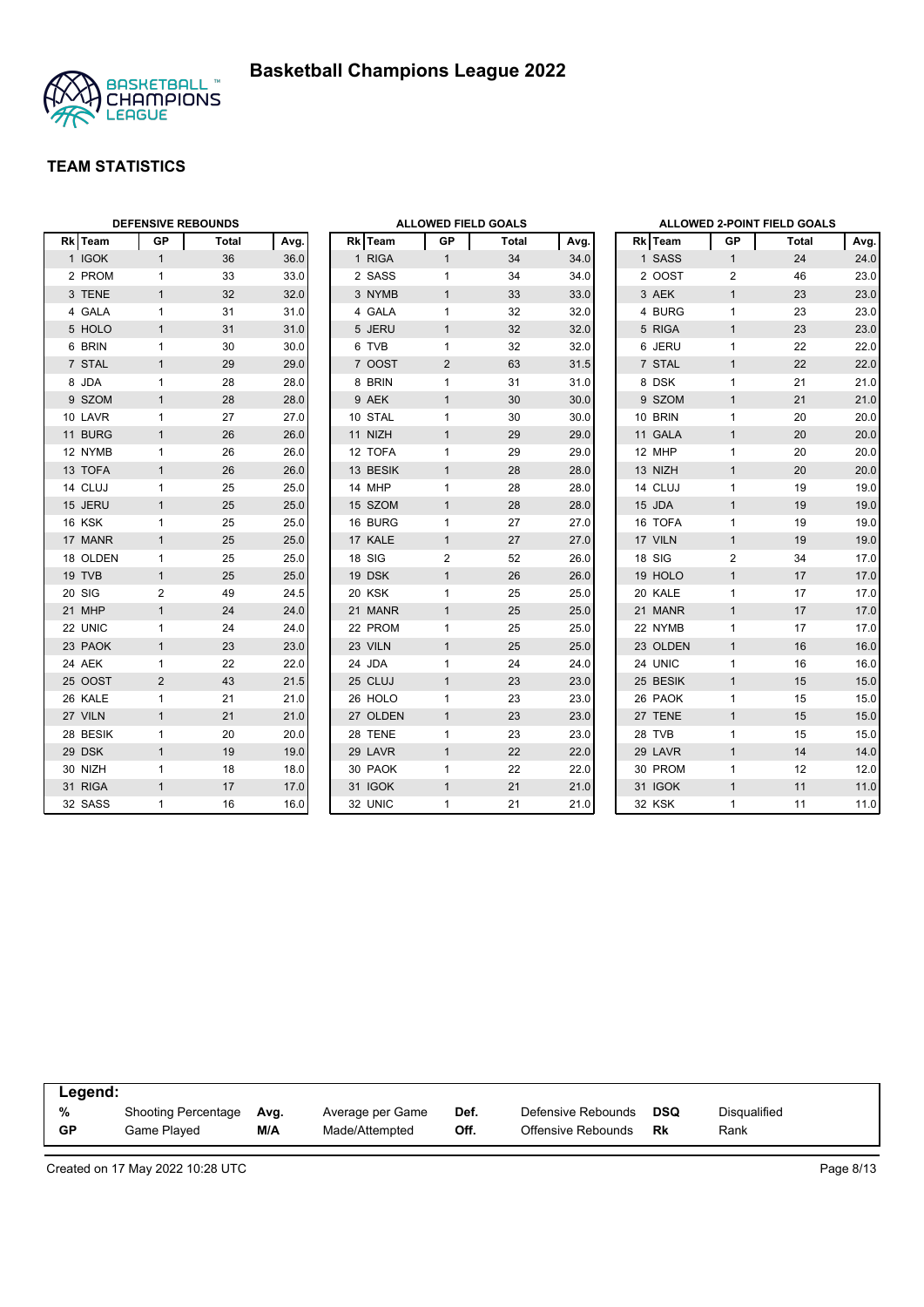# Basketball Champions League 2022

## TEAM STATISTICS

### DEFENSIVE REBOUNDS

| Rk | Team | GP | Total | Avg. |
|---|---|---|---|---|
| 1 | IGOK | 1 | 36 | 36.0 |
| 2 | PROM | 1 | 33 | 33.0 |
| 3 | TENE | 1 | 32 | 32.0 |
| 4 | GALA | 1 | 31 | 31.0 |
| 5 | HOLO | 1 | 31 | 31.0 |
| 6 | BRIN | 1 | 30 | 30.0 |
| 7 | STAL | 1 | 29 | 29.0 |
| 8 | JDA | 1 | 28 | 28.0 |
| 9 | SZOM | 1 | 28 | 28.0 |
| 10 | LAVR | 1 | 27 | 27.0 |
| 11 | BURG | 1 | 26 | 26.0 |
| 12 | NYMB | 1 | 26 | 26.0 |
| 13 | TOFA | 1 | 26 | 26.0 |
| 14 | CLUJ | 1 | 25 | 25.0 |
| 15 | JERU | 1 | 25 | 25.0 |
| 16 | KSK | 1 | 25 | 25.0 |
| 17 | MANR | 1 | 25 | 25.0 |
| 18 | OLDEN | 1 | 25 | 25.0 |
| 19 | TVB | 1 | 25 | 25.0 |
| 20 | SIG | 2 | 49 | 24.5 |
| 21 | MHP | 1 | 24 | 24.0 |
| 22 | UNIC | 1 | 24 | 24.0 |
| 23 | PAOK | 1 | 23 | 23.0 |
| 24 | AEK | 1 | 22 | 22.0 |
| 25 | OOST | 2 | 43 | 21.5 |
| 26 | KALE | 1 | 21 | 21.0 |
| 27 | VILN | 1 | 21 | 21.0 |
| 28 | BESIK | 1 | 20 | 20.0 |
| 29 | DSK | 1 | 19 | 19.0 |
| 30 | NIZH | 1 | 18 | 18.0 |
| 31 | RIGA | 1 | 17 | 17.0 |
| 32 | SASS | 1 | 16 | 16.0 |

### ALLOWED FIELD GOALS

| Rk | Team | GP | Total | Avg. |
|---|---|---|---|---|
| 1 | RIGA | 1 | 34 | 34.0 |
| 2 | SASS | 1 | 34 | 34.0 |
| 3 | NYMB | 1 | 33 | 33.0 |
| 4 | GALA | 1 | 32 | 32.0 |
| 5 | JERU | 1 | 32 | 32.0 |
| 6 | TVB | 1 | 32 | 32.0 |
| 7 | OOST | 2 | 63 | 31.5 |
| 8 | BRIN | 1 | 31 | 31.0 |
| 9 | AEK | 1 | 30 | 30.0 |
| 10 | STAL | 1 | 30 | 30.0 |
| 11 | NIZH | 1 | 29 | 29.0 |
| 12 | TOFA | 1 | 29 | 29.0 |
| 13 | BESIK | 1 | 28 | 28.0 |
| 14 | MHP | 1 | 28 | 28.0 |
| 15 | SZOM | 1 | 28 | 28.0 |
| 16 | BURG | 1 | 27 | 27.0 |
| 17 | KALE | 1 | 27 | 27.0 |
| 18 | SIG | 2 | 52 | 26.0 |
| 19 | DSK | 1 | 26 | 26.0 |
| 20 | KSK | 1 | 25 | 25.0 |
| 21 | MANR | 1 | 25 | 25.0 |
| 22 | PROM | 1 | 25 | 25.0 |
| 23 | VILN | 1 | 25 | 25.0 |
| 24 | JDA | 1 | 24 | 24.0 |
| 25 | CLUJ | 1 | 23 | 23.0 |
| 26 | HOLO | 1 | 23 | 23.0 |
| 27 | OLDEN | 1 | 23 | 23.0 |
| 28 | TENE | 1 | 23 | 23.0 |
| 29 | LAVR | 1 | 22 | 22.0 |
| 30 | PAOK | 1 | 22 | 22.0 |
| 31 | IGOK | 1 | 21 | 21.0 |
| 32 | UNIC | 1 | 21 | 21.0 |

### ALLOWED 2-POINT FIELD GOALS

| Rk | Team | GP | Total | Avg. |
|---|---|---|---|---|
| 1 | SASS | 1 | 24 | 24.0 |
| 2 | OOST | 2 | 46 | 23.0 |
| 3 | AEK | 1 | 23 | 23.0 |
| 4 | BURG | 1 | 23 | 23.0 |
| 5 | RIGA | 1 | 23 | 23.0 |
| 6 | JERU | 1 | 22 | 22.0 |
| 7 | STAL | 1 | 22 | 22.0 |
| 8 | DSK | 1 | 21 | 21.0 |
| 9 | SZOM | 1 | 21 | 21.0 |
| 10 | BRIN | 1 | 20 | 20.0 |
| 11 | GALA | 1 | 20 | 20.0 |
| 12 | MHP | 1 | 20 | 20.0 |
| 13 | NIZH | 1 | 20 | 20.0 |
| 14 | CLUJ | 1 | 19 | 19.0 |
| 15 | JDA | 1 | 19 | 19.0 |
| 16 | TOFA | 1 | 19 | 19.0 |
| 17 | VILN | 1 | 19 | 19.0 |
| 18 | SIG | 2 | 34 | 17.0 |
| 19 | HOLO | 1 | 17 | 17.0 |
| 20 | KALE | 1 | 17 | 17.0 |
| 21 | MANR | 1 | 17 | 17.0 |
| 22 | NYMB | 1 | 17 | 17.0 |
| 23 | OLDEN | 1 | 16 | 16.0 |
| 24 | UNIC | 1 | 16 | 16.0 |
| 25 | BESIK | 1 | 15 | 15.0 |
| 26 | PAOK | 1 | 15 | 15.0 |
| 27 | TENE | 1 | 15 | 15.0 |
| 28 | TVB | 1 | 15 | 15.0 |
| 29 | LAVR | 1 | 14 | 14.0 |
| 30 | PROM | 1 | 12 | 12.0 |
| 31 | IGOK | 1 | 11 | 11.0 |
| 32 | KSK | 1 | 11 | 11.0 |

**Legend:**

| | | | | | | | |
|---|---|---|---|---|---|---|---|
| **%** | Shooting Percentage | **Avg.** | Average per Game | **Def.** | Defensive Rebounds | **DSQ** | Disqualified |
| **GP** | Game Played | **M/A** | Made/Attempted | **Off.** | Offensive Rebounds | **Rk** | Rank |

Created on 17 May 2022 10:28 UTC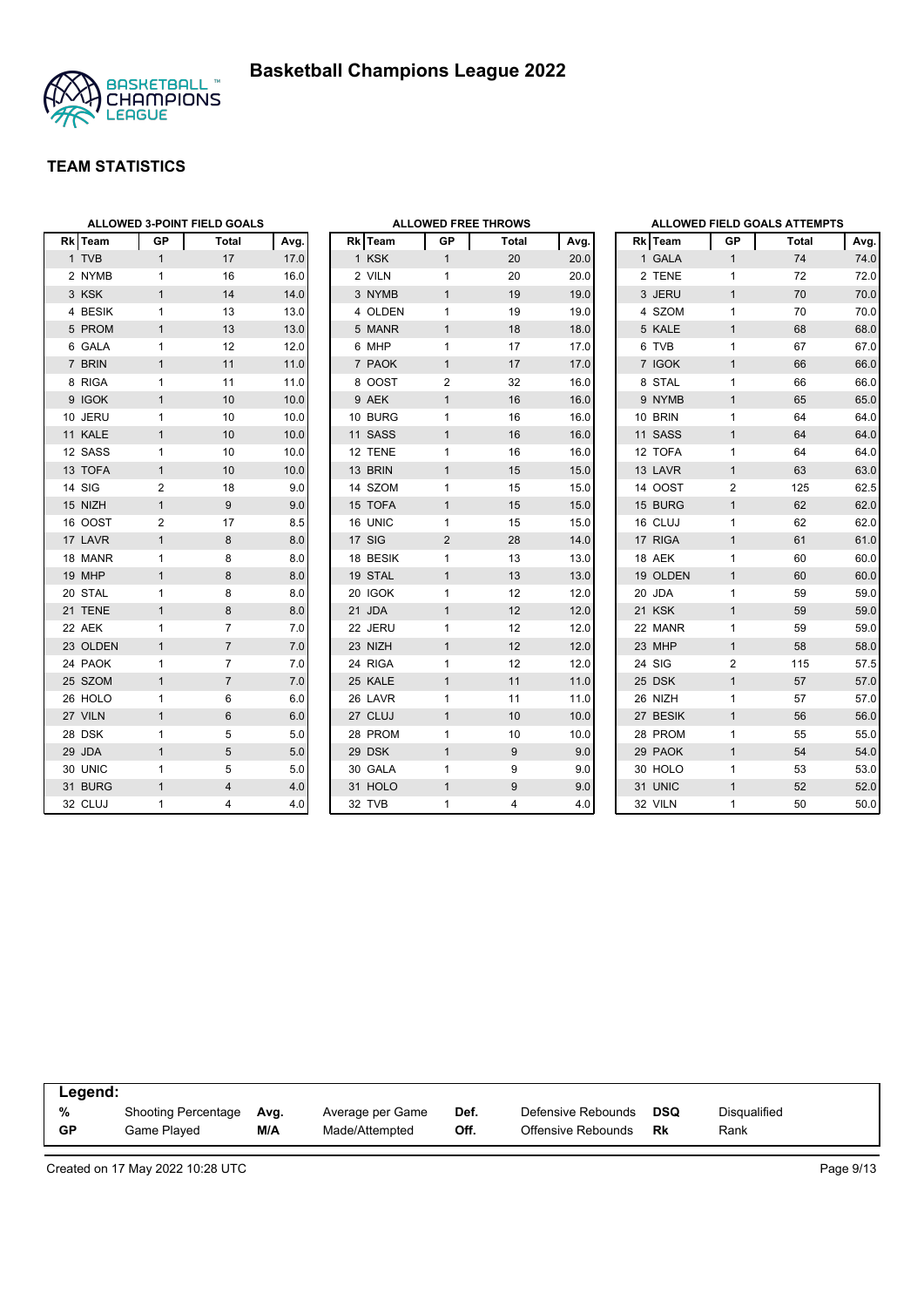# Basketball Champions League 2022

## TEAM STATISTICS

### ALLOWED 3-POINT FIELD GOALS

| Rk | Team | GP | Total | Avg. |
|---|---|---|---|---|
| 1 | TVB | 1 | 17 | 17.0 |
| 2 | NYMB | 1 | 16 | 16.0 |
| 3 | KSK | 1 | 14 | 14.0 |
| 4 | BESIK | 1 | 13 | 13.0 |
| 5 | PROM | 1 | 13 | 13.0 |
| 6 | GALA | 1 | 12 | 12.0 |
| 7 | BRIN | 1 | 11 | 11.0 |
| 8 | RIGA | 1 | 11 | 11.0 |
| 9 | IGOK | 1 | 10 | 10.0 |
| 10 | JERU | 1 | 10 | 10.0 |
| 11 | KALE | 1 | 10 | 10.0 |
| 12 | SASS | 1 | 10 | 10.0 |
| 13 | TOFA | 1 | 10 | 10.0 |
| 14 | SIG | 2 | 18 | 9.0 |
| 15 | NIZH | 1 | 9 | 9.0 |
| 16 | OOST | 2 | 17 | 8.5 |
| 17 | LAVR | 1 | 8 | 8.0 |
| 18 | MANR | 1 | 8 | 8.0 |
| 19 | MHP | 1 | 8 | 8.0 |
| 20 | STAL | 1 | 8 | 8.0 |
| 21 | TENE | 1 | 8 | 8.0 |
| 22 | AEK | 1 | 7 | 7.0 |
| 23 | OLDEN | 1 | 7 | 7.0 |
| 24 | PAOK | 1 | 7 | 7.0 |
| 25 | SZOM | 1 | 7 | 7.0 |
| 26 | HOLO | 1 | 6 | 6.0 |
| 27 | VILN | 1 | 6 | 6.0 |
| 28 | DSK | 1 | 5 | 5.0 |
| 29 | JDA | 1 | 5 | 5.0 |
| 30 | UNIC | 1 | 5 | 5.0 |
| 31 | BURG | 1 | 4 | 4.0 |
| 32 | CLUJ | 1 | 4 | 4.0 |

### ALLOWED FREE THROWS

| Rk | Team | GP | Total | Avg. |
|---|---|---|---|---|
| 1 | KSK | 1 | 20 | 20.0 |
| 2 | VILN | 1 | 20 | 20.0 |
| 3 | NYMB | 1 | 19 | 19.0 |
| 4 | OLDEN | 1 | 19 | 19.0 |
| 5 | MANR | 1 | 18 | 18.0 |
| 6 | MHP | 1 | 17 | 17.0 |
| 7 | PAOK | 1 | 17 | 17.0 |
| 8 | OOST | 2 | 32 | 16.0 |
| 9 | AEK | 1 | 16 | 16.0 |
| 10 | BURG | 1 | 16 | 16.0 |
| 11 | SASS | 1 | 16 | 16.0 |
| 12 | TENE | 1 | 16 | 16.0 |
| 13 | BRIN | 1 | 15 | 15.0 |
| 14 | SZOM | 1 | 15 | 15.0 |
| 15 | TOFA | 1 | 15 | 15.0 |
| 16 | UNIC | 1 | 15 | 15.0 |
| 17 | SIG | 2 | 28 | 14.0 |
| 18 | BESIK | 1 | 13 | 13.0 |
| 19 | STAL | 1 | 13 | 13.0 |
| 20 | IGOK | 1 | 12 | 12.0 |
| 21 | JDA | 1 | 12 | 12.0 |
| 22 | JERU | 1 | 12 | 12.0 |
| 23 | NIZH | 1 | 12 | 12.0 |
| 24 | RIGA | 1 | 12 | 12.0 |
| 25 | KALE | 1 | 11 | 11.0 |
| 26 | LAVR | 1 | 11 | 11.0 |
| 27 | CLUJ | 1 | 10 | 10.0 |
| 28 | PROM | 1 | 10 | 10.0 |
| 29 | DSK | 1 | 9 | 9.0 |
| 30 | GALA | 1 | 9 | 9.0 |
| 31 | HOLO | 1 | 9 | 9.0 |
| 32 | TVB | 1 | 4 | 4.0 |

### ALLOWED FIELD GOALS ATTEMPTS

| Rk | Team | GP | Total | Avg. |
|---|---|---|---|---|
| 1 | GALA | 1 | 74 | 74.0 |
| 2 | TENE | 1 | 72 | 72.0 |
| 3 | JERU | 1 | 70 | 70.0 |
| 4 | SZOM | 1 | 70 | 70.0 |
| 5 | KALE | 1 | 68 | 68.0 |
| 6 | TVB | 1 | 67 | 67.0 |
| 7 | IGOK | 1 | 66 | 66.0 |
| 8 | STAL | 1 | 66 | 66.0 |
| 9 | NYMB | 1 | 65 | 65.0 |
| 10 | BRIN | 1 | 64 | 64.0 |
| 11 | SASS | 1 | 64 | 64.0 |
| 12 | TOFA | 1 | 64 | 64.0 |
| 13 | LAVR | 1 | 63 | 63.0 |
| 14 | OOST | 2 | 125 | 62.5 |
| 15 | BURG | 1 | 62 | 62.0 |
| 16 | CLUJ | 1 | 62 | 62.0 |
| 17 | RIGA | 1 | 61 | 61.0 |
| 18 | AEK | 1 | 60 | 60.0 |
| 19 | OLDEN | 1 | 60 | 60.0 |
| 20 | JDA | 1 | 59 | 59.0 |
| 21 | KSK | 1 | 59 | 59.0 |
| 22 | MANR | 1 | 59 | 59.0 |
| 23 | MHP | 1 | 58 | 58.0 |
| 24 | SIG | 2 | 115 | 57.5 |
| 25 | DSK | 1 | 57 | 57.0 |
| 26 | NIZH | 1 | 57 | 57.0 |
| 27 | BESIK | 1 | 56 | 56.0 |
| 28 | PROM | 1 | 55 | 55.0 |
| 29 | PAOK | 1 | 54 | 54.0 |
| 30 | HOLO | 1 | 53 | 53.0 |
| 31 | UNIC | 1 | 52 | 52.0 |
| 32 | VILN | 1 | 50 | 50.0 |

**Legend:**

| | | | | | | | |
|---|---|---|---|---|---|---|---|
| % | Shooting Percentage | Avg. | Average per Game | Def. | Defensive Rebounds | DSQ | Disqualified |
| GP | Game Played | M/A | Made/Attempted | Off. | Offensive Rebounds | Rk | Rank |

Created on 17 May 2022 10:28 UTC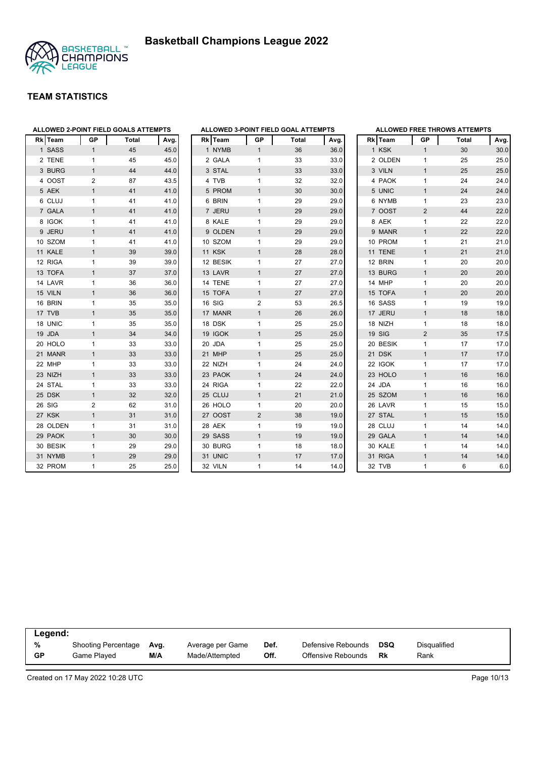# Basketball Champions League 2022

## TEAM STATISTICS

### ALLOWED 2-POINT FIELD GOALS ATTEMPTS

| Rk | Team | GP | Total | Avg. |
|---|---|---|---|---|
| 1 | SASS | 1 | 45 | 45.0 |
| 2 | TENE | 1 | 45 | 45.0 |
| 3 | BURG | 1 | 44 | 44.0 |
| 4 | OOST | 2 | 87 | 43.5 |
| 5 | AEK | 1 | 41 | 41.0 |
| 6 | CLUJ | 1 | 41 | 41.0 |
| 7 | GALA | 1 | 41 | 41.0 |
| 8 | IGOK | 1 | 41 | 41.0 |
| 9 | JERU | 1 | 41 | 41.0 |
| 10 | SZOM | 1 | 41 | 41.0 |
| 11 | KALE | 1 | 39 | 39.0 |
| 12 | RIGA | 1 | 39 | 39.0 |
| 13 | TOFA | 1 | 37 | 37.0 |
| 14 | LAVR | 1 | 36 | 36.0 |
| 15 | VILN | 1 | 36 | 36.0 |
| 16 | BRIN | 1 | 35 | 35.0 |
| 17 | TVB | 1 | 35 | 35.0 |
| 18 | UNIC | 1 | 35 | 35.0 |
| 19 | JDA | 1 | 34 | 34.0 |
| 20 | HOLO | 1 | 33 | 33.0 |
| 21 | MANR | 1 | 33 | 33.0 |
| 22 | MHP | 1 | 33 | 33.0 |
| 23 | NIZH | 1 | 33 | 33.0 |
| 24 | STAL | 1 | 33 | 33.0 |
| 25 | DSK | 1 | 32 | 32.0 |
| 26 | SIG | 2 | 62 | 31.0 |
| 27 | KSK | 1 | 31 | 31.0 |
| 28 | OLDEN | 1 | 31 | 31.0 |
| 29 | PAOK | 1 | 30 | 30.0 |
| 30 | BESIK | 1 | 29 | 29.0 |
| 31 | NYMB | 1 | 29 | 29.0 |
| 32 | PROM | 1 | 25 | 25.0 |

### ALLOWED 3-POINT FIELD GOAL ATTEMPTS

| Rk | Team | GP | Total | Avg. |
|---|---|---|---|---|
| 1 | NYMB | 1 | 36 | 36.0 |
| 2 | GALA | 1 | 33 | 33.0 |
| 3 | STAL | 1 | 33 | 33.0 |
| 4 | TVB | 1 | 32 | 32.0 |
| 5 | PROM | 1 | 30 | 30.0 |
| 6 | BRIN | 1 | 29 | 29.0 |
| 7 | JERU | 1 | 29 | 29.0 |
| 8 | KALE | 1 | 29 | 29.0 |
| 9 | OLDEN | 1 | 29 | 29.0 |
| 10 | SZOM | 1 | 29 | 29.0 |
| 11 | KSK | 1 | 28 | 28.0 |
| 12 | BESIK | 1 | 27 | 27.0 |
| 13 | LAVR | 1 | 27 | 27.0 |
| 14 | TENE | 1 | 27 | 27.0 |
| 15 | TOFA | 1 | 27 | 27.0 |
| 16 | SIG | 2 | 53 | 26.5 |
| 17 | MANR | 1 | 26 | 26.0 |
| 18 | DSK | 1 | 25 | 25.0 |
| 19 | IGOK | 1 | 25 | 25.0 |
| 20 | JDA | 1 | 25 | 25.0 |
| 21 | MHP | 1 | 25 | 25.0 |
| 22 | NIZH | 1 | 24 | 24.0 |
| 23 | PAOK | 1 | 24 | 24.0 |
| 24 | RIGA | 1 | 22 | 22.0 |
| 25 | CLUJ | 1 | 21 | 21.0 |
| 26 | HOLO | 1 | 20 | 20.0 |
| 27 | OOST | 2 | 38 | 19.0 |
| 28 | AEK | 1 | 19 | 19.0 |
| 29 | SASS | 1 | 19 | 19.0 |
| 30 | BURG | 1 | 18 | 18.0 |
| 31 | UNIC | 1 | 17 | 17.0 |
| 32 | VILN | 1 | 14 | 14.0 |

### ALLOWED FREE THROWS ATTEMPTS

| Rk | Team | GP | Total | Avg. |
|---|---|---|---|---|
| 1 | KSK | 1 | 30 | 30.0 |
| 2 | OLDEN | 1 | 25 | 25.0 |
| 3 | VILN | 1 | 25 | 25.0 |
| 4 | PAOK | 1 | 24 | 24.0 |
| 5 | UNIC | 1 | 24 | 24.0 |
| 6 | NYMB | 1 | 23 | 23.0 |
| 7 | OOST | 2 | 44 | 22.0 |
| 8 | AEK | 1 | 22 | 22.0 |
| 9 | MANR | 1 | 22 | 22.0 |
| 10 | PROM | 1 | 21 | 21.0 |
| 11 | TENE | 1 | 21 | 21.0 |
| 12 | BRIN | 1 | 20 | 20.0 |
| 13 | BURG | 1 | 20 | 20.0 |
| 14 | MHP | 1 | 20 | 20.0 |
| 15 | TOFA | 1 | 20 | 20.0 |
| 16 | SASS | 1 | 19 | 19.0 |
| 17 | JERU | 1 | 18 | 18.0 |
| 18 | NIZH | 1 | 18 | 18.0 |
| 19 | SIG | 2 | 35 | 17.5 |
| 20 | BESIK | 1 | 17 | 17.0 |
| 21 | DSK | 1 | 17 | 17.0 |
| 22 | IGOK | 1 | 17 | 17.0 |
| 23 | HOLO | 1 | 16 | 16.0 |
| 24 | JDA | 1 | 16 | 16.0 |
| 25 | SZOM | 1 | 16 | 16.0 |
| 26 | LAVR | 1 | 15 | 15.0 |
| 27 | STAL | 1 | 15 | 15.0 |
| 28 | CLUJ | 1 | 14 | 14.0 |
| 29 | GALA | 1 | 14 | 14.0 |
| 30 | KALE | 1 | 14 | 14.0 |
| 31 | RIGA | 1 | 14 | 14.0 |
| 32 | TVB | 1 | 6 | 6.0 |

**Legend:**

| | | | | | | | |
|---|---|---|---|---|---|---|---|
| **%** | Shooting Percentage | **Avg.** | Average per Game | **Def.** | Defensive Rebounds | **DSQ** | Disqualified |
| **GP** | Game Played | **M/A** | Made/Attempted | **Off.** | Offensive Rebounds | **Rk** | Rank |

Created on 17 May 2022 10:28 UTC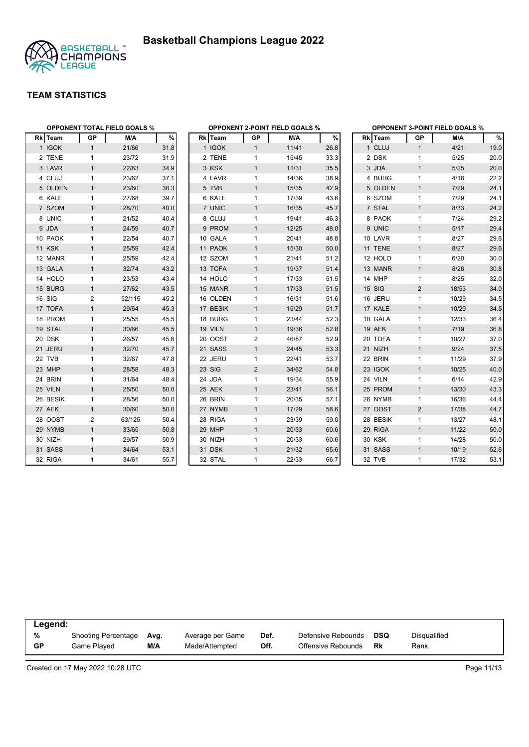# Basketball Champions League 2022

## TEAM STATISTICS

### OPPONENT TOTAL FIELD GOALS %

| Rk | Team | GP | M/A | % |
|---|---|---|---|---|
| 1 | IGOK | 1 | 21/66 | 31.8 |
| 2 | TENE | 1 | 23/72 | 31.9 |
| 3 | LAVR | 1 | 22/63 | 34.9 |
| 4 | CLUJ | 1 | 23/62 | 37.1 |
| 5 | OLDEN | 1 | 23/60 | 38.3 |
| 6 | KALE | 1 | 27/68 | 39.7 |
| 7 | SZOM | 1 | 28/70 | 40.0 |
| 8 | UNIC | 1 | 21/52 | 40.4 |
| 9 | JDA | 1 | 24/59 | 40.7 |
| 10 | PAOK | 1 | 22/54 | 40.7 |
| 11 | KSK | 1 | 25/59 | 42.4 |
| 12 | MANR | 1 | 25/59 | 42.4 |
| 13 | GALA | 1 | 32/74 | 43.2 |
| 14 | HOLO | 1 | 23/53 | 43.4 |
| 15 | BURG | 1 | 27/62 | 43.5 |
| 16 | SIG | 2 | 52/115 | 45.2 |
| 17 | TOFA | 1 | 29/64 | 45.3 |
| 18 | PROM | 1 | 25/55 | 45.5 |
| 19 | STAL | 1 | 30/66 | 45.5 |
| 20 | DSK | 1 | 26/57 | 45.6 |
| 21 | JERU | 1 | 32/70 | 45.7 |
| 22 | TVB | 1 | 32/67 | 47.8 |
| 23 | MHP | 1 | 28/58 | 48.3 |
| 24 | BRIN | 1 | 31/64 | 48.4 |
| 25 | VILN | 1 | 25/50 | 50.0 |
| 26 | BESIK | 1 | 28/56 | 50.0 |
| 27 | AEK | 1 | 30/60 | 50.0 |
| 28 | OOST | 2 | 63/125 | 50.4 |
| 29 | NYMB | 1 | 33/65 | 50.8 |
| 30 | NIZH | 1 | 29/57 | 50.9 |
| 31 | SASS | 1 | 34/64 | 53.1 |
| 32 | RIGA | 1 | 34/61 | 55.7 |

### OPPONENT 2-POINT FIELD GOALS %

| Rk | Team | GP | M/A | % |
|---|---|---|---|---|
| 1 | IGOK | 1 | 11/41 | 26.8 |
| 2 | TENE | 1 | 15/45 | 33.3 |
| 3 | KSK | 1 | 11/31 | 35.5 |
| 4 | LAVR | 1 | 14/36 | 38.9 |
| 5 | TVB | 1 | 15/35 | 42.9 |
| 6 | KALE | 1 | 17/39 | 43.6 |
| 7 | UNIC | 1 | 16/35 | 45.7 |
| 8 | CLUJ | 1 | 19/41 | 46.3 |
| 9 | PROM | 1 | 12/25 | 48.0 |
| 10 | GALA | 1 | 20/41 | 48.8 |
| 11 | PAOK | 1 | 15/30 | 50.0 |
| 12 | SZOM | 1 | 21/41 | 51.2 |
| 13 | TOFA | 1 | 19/37 | 51.4 |
| 14 | HOLO | 1 | 17/33 | 51.5 |
| 15 | MANR | 1 | 17/33 | 51.5 |
| 16 | OLDEN | 1 | 16/31 | 51.6 |
| 17 | BESIK | 1 | 15/29 | 51.7 |
| 18 | BURG | 1 | 23/44 | 52.3 |
| 19 | VILN | 1 | 19/36 | 52.8 |
| 20 | OOST | 2 | 46/87 | 52.9 |
| 21 | SASS | 1 | 24/45 | 53.3 |
| 22 | JERU | 1 | 22/41 | 53.7 |
| 23 | SIG | 2 | 34/62 | 54.8 |
| 24 | JDA | 1 | 19/34 | 55.9 |
| 25 | AEK | 1 | 23/41 | 56.1 |
| 26 | BRIN | 1 | 20/35 | 57.1 |
| 27 | NYMB | 1 | 17/29 | 58.6 |
| 28 | RIGA | 1 | 23/39 | 59.0 |
| 29 | MHP | 1 | 20/33 | 60.6 |
| 30 | NIZH | 1 | 20/33 | 60.6 |
| 31 | DSK | 1 | 21/32 | 65.6 |
| 32 | STAL | 1 | 22/33 | 66.7 |

### OPPONENT 3-POINT FIELD GOALS %

| Rk | Team | GP | M/A | % |
|---|---|---|---|---|
| 1 | CLUJ | 1 | 4/21 | 19.0 |
| 2 | DSK | 1 | 5/25 | 20.0 |
| 3 | JDA | 1 | 5/25 | 20.0 |
| 4 | BURG | 1 | 4/18 | 22.2 |
| 5 | OLDEN | 1 | 7/29 | 24.1 |
| 6 | SZOM | 1 | 7/29 | 24.1 |
| 7 | STAL | 1 | 8/33 | 24.2 |
| 8 | PAOK | 1 | 7/24 | 29.2 |
| 9 | UNIC | 1 | 5/17 | 29.4 |
| 10 | LAVR | 1 | 8/27 | 29.6 |
| 11 | TENE | 1 | 8/27 | 29.6 |
| 12 | HOLO | 1 | 6/20 | 30.0 |
| 13 | MANR | 1 | 8/26 | 30.8 |
| 14 | MHP | 1 | 8/25 | 32.0 |
| 15 | SIG | 2 | 18/53 | 34.0 |
| 16 | JERU | 1 | 10/29 | 34.5 |
| 17 | KALE | 1 | 10/29 | 34.5 |
| 18 | GALA | 1 | 12/33 | 36.4 |
| 19 | AEK | 1 | 7/19 | 36.8 |
| 20 | TOFA | 1 | 10/27 | 37.0 |
| 21 | NIZH | 1 | 9/24 | 37.5 |
| 22 | BRIN | 1 | 11/29 | 37.9 |
| 23 | IGOK | 1 | 10/25 | 40.0 |
| 24 | VILN | 1 | 6/14 | 42.9 |
| 25 | PROM | 1 | 13/30 | 43.3 |
| 26 | NYMB | 1 | 16/36 | 44.4 |
| 27 | OOST | 2 | 17/38 | 44.7 |
| 28 | BESIK | 1 | 13/27 | 48.1 |
| 29 | RIGA | 1 | 11/22 | 50.0 |
| 30 | KSK | 1 | 14/28 | 50.0 |
| 31 | SASS | 1 | 10/19 | 52.6 |
| 32 | TVB | 1 | 17/32 | 53.1 |

**Legend:**

| | | | | | | | |
|---|---|---|---|---|---|---|---|
| % | Shooting Percentage | Avg. | Average per Game | Def. | Defensive Rebounds | DSQ | Disqualified |
| GP | Game Played | M/A | Made/Attempted | Off. | Offensive Rebounds | Rk | Rank |

Created on 17 May 2022 10:28 UTC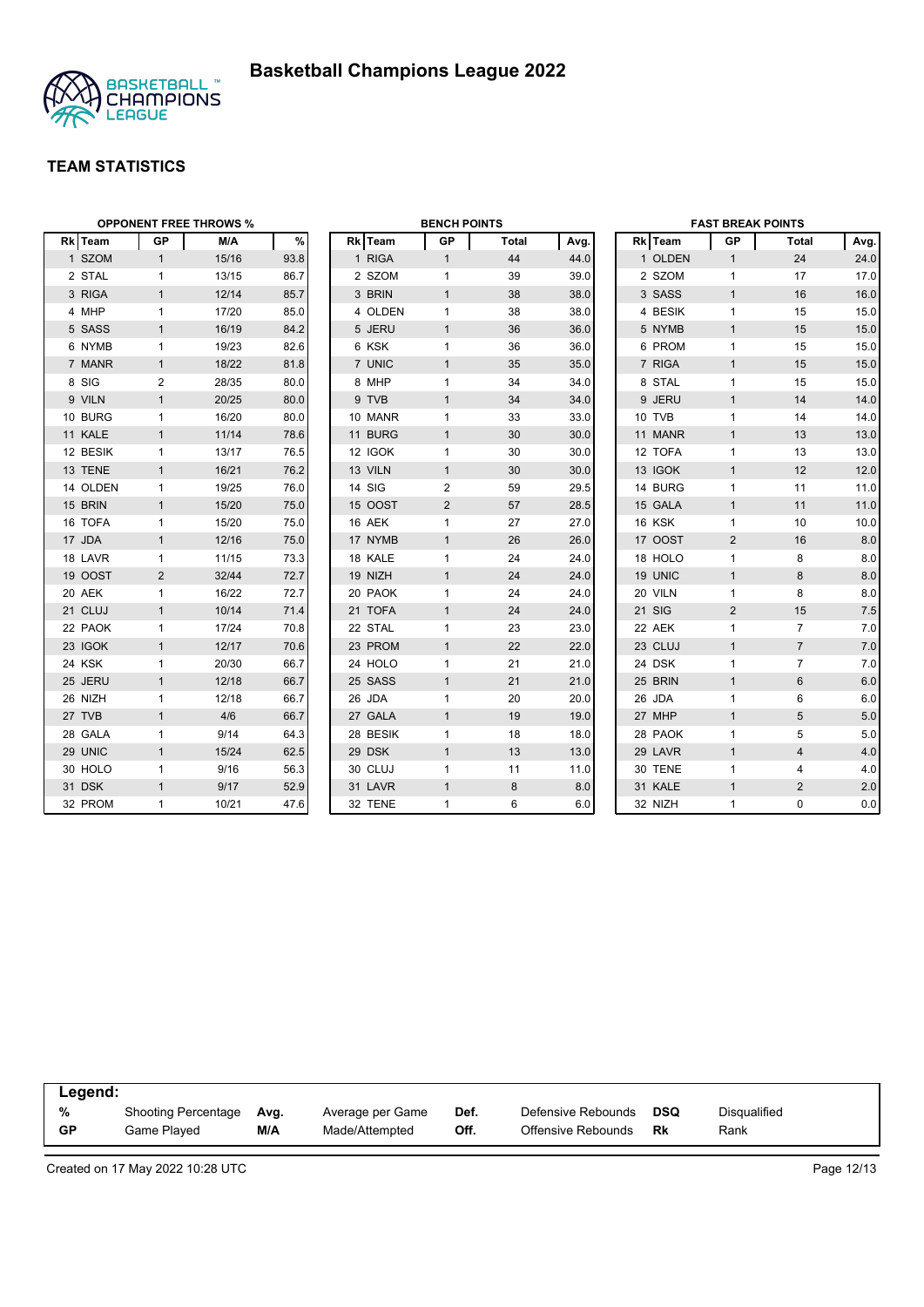# Basketball Champions League 2022

## TEAM STATISTICS

### OPPONENT FREE THROWS %

| Rk | Team | GP | M/A | % |
|---|---|---|---|---|
| 1 | SZOM | 1 | 15/16 | 93.8 |
| 2 | STAL | 1 | 13/15 | 86.7 |
| 3 | RIGA | 1 | 12/14 | 85.7 |
| 4 | MHP | 1 | 17/20 | 85.0 |
| 5 | SASS | 1 | 16/19 | 84.2 |
| 6 | NYMB | 1 | 19/23 | 82.6 |
| 7 | MANR | 1 | 18/22 | 81.8 |
| 8 | SIG | 2 | 28/35 | 80.0 |
| 9 | VILN | 1 | 20/25 | 80.0 |
| 10 | BURG | 1 | 16/20 | 80.0 |
| 11 | KALE | 1 | 11/14 | 78.6 |
| 12 | BESIK | 1 | 13/17 | 76.5 |
| 13 | TENE | 1 | 16/21 | 76.2 |
| 14 | OLDEN | 1 | 19/25 | 76.0 |
| 15 | BRIN | 1 | 15/20 | 75.0 |
| 16 | TOFA | 1 | 15/20 | 75.0 |
| 17 | JDA | 1 | 12/16 | 75.0 |
| 18 | LAVR | 1 | 11/15 | 73.3 |
| 19 | OOST | 2 | 32/44 | 72.7 |
| 20 | AEK | 1 | 16/22 | 72.7 |
| 21 | CLUJ | 1 | 10/14 | 71.4 |
| 22 | PAOK | 1 | 17/24 | 70.8 |
| 23 | IGOK | 1 | 12/17 | 70.6 |
| 24 | KSK | 1 | 20/30 | 66.7 |
| 25 | JERU | 1 | 12/18 | 66.7 |
| 26 | NIZH | 1 | 12/18 | 66.7 |
| 27 | TVB | 1 | 4/6 | 66.7 |
| 28 | GALA | 1 | 9/14 | 64.3 |
| 29 | UNIC | 1 | 15/24 | 62.5 |
| 30 | HOLO | 1 | 9/16 | 56.3 |
| 31 | DSK | 1 | 9/17 | 52.9 |
| 32 | PROM | 1 | 10/21 | 47.6 |

### BENCH POINTS

| Rk | Team | GP | Total | Avg. |
|---|---|---|---|---|
| 1 | RIGA | 1 | 44 | 44.0 |
| 2 | SZOM | 1 | 39 | 39.0 |
| 3 | BRIN | 1 | 38 | 38.0 |
| 4 | OLDEN | 1 | 38 | 38.0 |
| 5 | JERU | 1 | 36 | 36.0 |
| 6 | KSK | 1 | 36 | 36.0 |
| 7 | UNIC | 1 | 35 | 35.0 |
| 8 | MHP | 1 | 34 | 34.0 |
| 9 | TVB | 1 | 34 | 34.0 |
| 10 | MANR | 1 | 33 | 33.0 |
| 11 | BURG | 1 | 30 | 30.0 |
| 12 | IGOK | 1 | 30 | 30.0 |
| 13 | VILN | 1 | 30 | 30.0 |
| 14 | SIG | 2 | 59 | 29.5 |
| 15 | OOST | 2 | 57 | 28.5 |
| 16 | AEK | 1 | 27 | 27.0 |
| 17 | NYMB | 1 | 26 | 26.0 |
| 18 | KALE | 1 | 24 | 24.0 |
| 19 | NIZH | 1 | 24 | 24.0 |
| 20 | PAOK | 1 | 24 | 24.0 |
| 21 | TOFA | 1 | 24 | 24.0 |
| 22 | STAL | 1 | 23 | 23.0 |
| 23 | PROM | 1 | 22 | 22.0 |
| 24 | HOLO | 1 | 21 | 21.0 |
| 25 | SASS | 1 | 21 | 21.0 |
| 26 | JDA | 1 | 20 | 20.0 |
| 27 | GALA | 1 | 19 | 19.0 |
| 28 | BESIK | 1 | 18 | 18.0 |
| 29 | DSK | 1 | 13 | 13.0 |
| 30 | CLUJ | 1 | 11 | 11.0 |
| 31 | LAVR | 1 | 8 | 8.0 |
| 32 | TENE | 1 | 6 | 6.0 |

### FAST BREAK POINTS

| Rk | Team | GP | Total | Avg. |
|---|---|---|---|---|
| 1 | OLDEN | 1 | 24 | 24.0 |
| 2 | SZOM | 1 | 17 | 17.0 |
| 3 | SASS | 1 | 16 | 16.0 |
| 4 | BESIK | 1 | 15 | 15.0 |
| 5 | NYMB | 1 | 15 | 15.0 |
| 6 | PROM | 1 | 15 | 15.0 |
| 7 | RIGA | 1 | 15 | 15.0 |
| 8 | STAL | 1 | 15 | 15.0 |
| 9 | JERU | 1 | 14 | 14.0 |
| 10 | TVB | 1 | 14 | 14.0 |
| 11 | MANR | 1 | 13 | 13.0 |
| 12 | TOFA | 1 | 13 | 13.0 |
| 13 | IGOK | 1 | 12 | 12.0 |
| 14 | BURG | 1 | 11 | 11.0 |
| 15 | GALA | 1 | 11 | 11.0 |
| 16 | KSK | 1 | 10 | 10.0 |
| 17 | OOST | 2 | 16 | 8.0 |
| 18 | HOLO | 1 | 8 | 8.0 |
| 19 | UNIC | 1 | 8 | 8.0 |
| 20 | VILN | 1 | 8 | 8.0 |
| 21 | SIG | 2 | 15 | 7.5 |
| 22 | AEK | 1 | 7 | 7.0 |
| 23 | CLUJ | 1 | 7 | 7.0 |
| 24 | DSK | 1 | 7 | 7.0 |
| 25 | BRIN | 1 | 6 | 6.0 |
| 26 | JDA | 1 | 6 | 6.0 |
| 27 | MHP | 1 | 5 | 5.0 |
| 28 | PAOK | 1 | 5 | 5.0 |
| 29 | LAVR | 1 | 4 | 4.0 |
| 30 | TENE | 1 | 4 | 4.0 |
| 31 | KALE | 1 | 2 | 2.0 |
| 32 | NIZH | 1 | 0 | 0.0 |

**Legend:**

| | | | | | | | |
|---|---|---|---|---|---|---|---|
| % | Shooting Percentage | Avg. | Average per Game | Def. | Defensive Rebounds | DSQ | Disqualified |
| GP | Game Played | M/A | Made/Attempted | Off. | Offensive Rebounds | Rk | Rank |

Created on 17 May 2022 10:28 UTC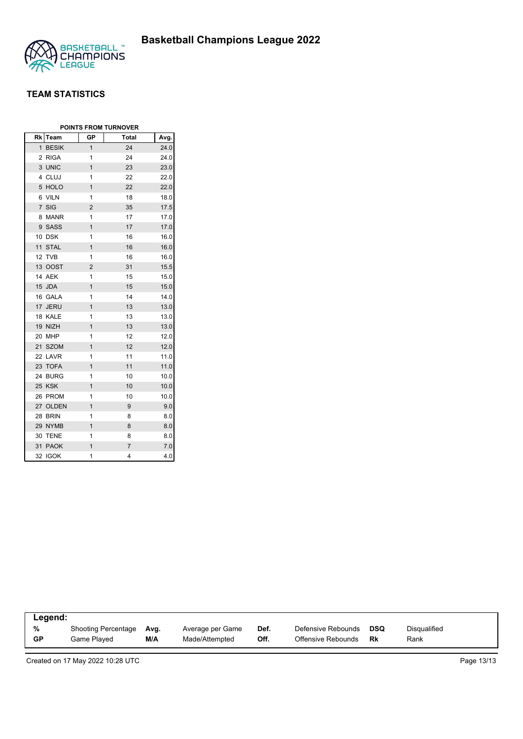# Basketball Champions League 2022

## TEAM STATISTICS

**POINTS FROM TURNOVER**

| Rk | Team | GP | Total | Avg. |
|---|---|---|---|---|
| 1 | BESIK | 1 | 24 | 24.0 |
| 2 | RIGA | 1 | 24 | 24.0 |
| 3 | UNIC | 1 | 23 | 23.0 |
| 4 | CLUJ | 1 | 22 | 22.0 |
| 5 | HOLO | 1 | 22 | 22.0 |
| 6 | VILN | 1 | 18 | 18.0 |
| 7 | SIG | 2 | 35 | 17.5 |
| 8 | MANR | 1 | 17 | 17.0 |
| 9 | SASS | 1 | 17 | 17.0 |
| 10 | DSK | 1 | 16 | 16.0 |
| 11 | STAL | 1 | 16 | 16.0 |
| 12 | TVB | 1 | 16 | 16.0 |
| 13 | OOST | 2 | 31 | 15.5 |
| 14 | AEK | 1 | 15 | 15.0 |
| 15 | JDA | 1 | 15 | 15.0 |
| 16 | GALA | 1 | 14 | 14.0 |
| 17 | JERU | 1 | 13 | 13.0 |
| 18 | KALE | 1 | 13 | 13.0 |
| 19 | NIZH | 1 | 13 | 13.0 |
| 20 | MHP | 1 | 12 | 12.0 |
| 21 | SZOM | 1 | 12 | 12.0 |
| 22 | LAVR | 1 | 11 | 11.0 |
| 23 | TOFA | 1 | 11 | 11.0 |
| 24 | BURG | 1 | 10 | 10.0 |
| 25 | KSK | 1 | 10 | 10.0 |
| 26 | PROM | 1 | 10 | 10.0 |
| 27 | OLDEN | 1 | 9 | 9.0 |
| 28 | BRIN | 1 | 8 | 8.0 |
| 29 | NYMB | 1 | 8 | 8.0 |
| 30 | TENE | 1 | 8 | 8.0 |
| 31 | PAOK | 1 | 7 | 7.0 |
| 32 | IGOK | 1 | 4 | 4.0 |

**Legend:**

| | | | | | | | |
|---|---|---|---|---|---|---|---|
| % | Shooting Percentage | Avg. | Average per Game | Def. | Defensive Rebounds | DSQ | Disqualified |
| GP | Game Played | M/A | Made/Attempted | Off. | Offensive Rebounds | Rk | Rank |

Created on 17 May 2022 10:28 UTC